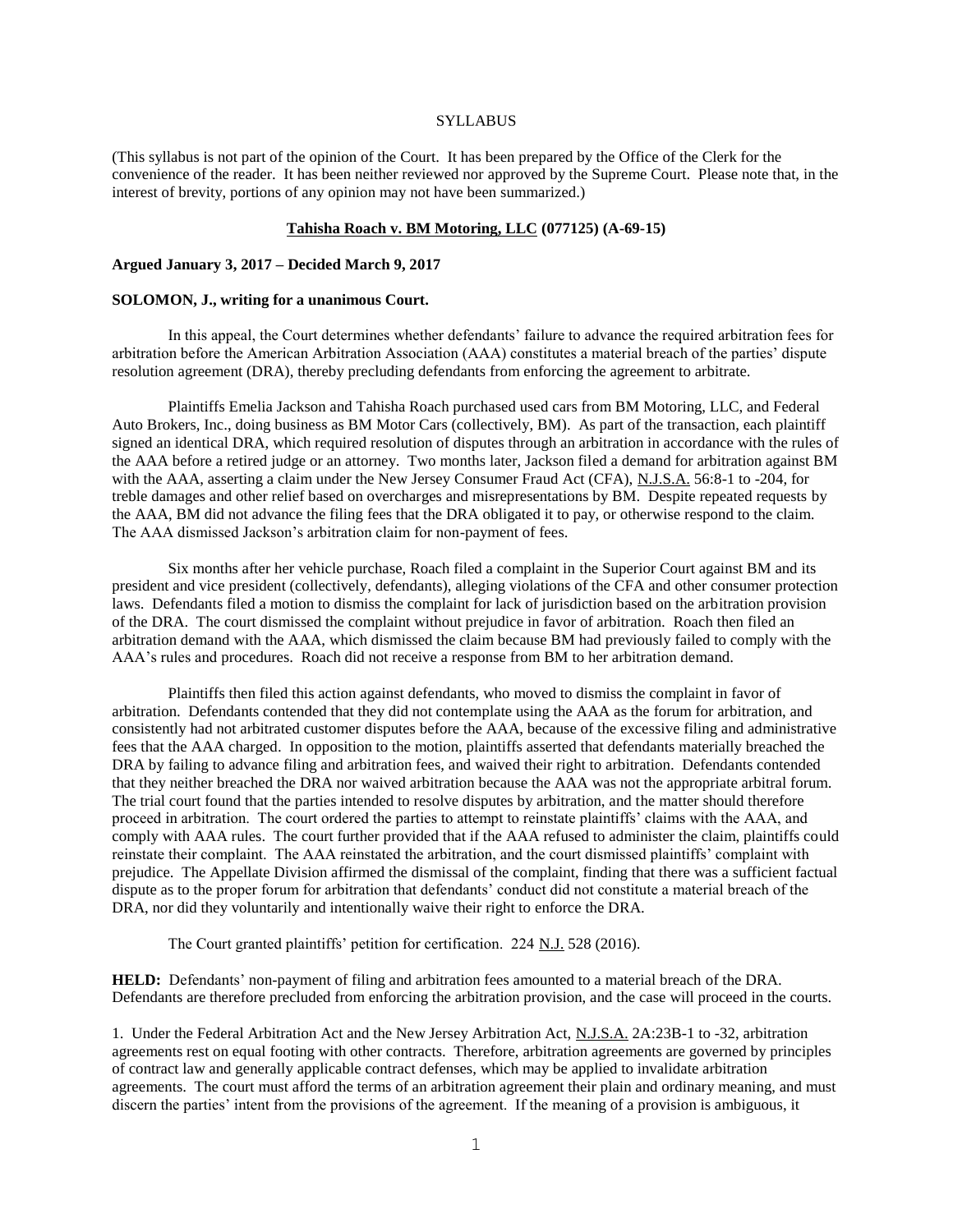SYLLABUS

(This syllabus is not part of the opinion of the Court. It has been prepared by the Office of the Clerk for the convenience of the reader. It has been neither reviewed nor approved by the Supreme Court. Please note that, in the interest of brevity, portions of any opinion may not have been summarized.)

**Tahisha Roach v. BM Motoring, LLC (077125) (A-69-15)**

**Argued January 3, 2017 – Decided March 9, 2017**

**SOLOMON, J., writing for a unanimous Court.**

In this appeal, the Court determines whether defendants' failure to advance the required arbitration fees for arbitration before the American Arbitration Association (AAA) constitutes a material breach of the parties' dispute resolution agreement (DRA), thereby precluding defendants from enforcing the agreement to arbitrate.

Plaintiffs Emelia Jackson and Tahisha Roach purchased used cars from BM Motoring, LLC, and Federal Auto Brokers, Inc., doing business as BM Motor Cars (collectively, BM). As part of the transaction, each plaintiff signed an identical DRA, which required resolution of disputes through an arbitration in accordance with the rules of the AAA before a retired judge or an attorney. Two months later, Jackson filed a demand for arbitration against BM with the AAA, asserting a claim under the New Jersey Consumer Fraud Act (CFA), N.J.S.A. 56:8-1 to -204, for treble damages and other relief based on overcharges and misrepresentations by BM. Despite repeated requests by the AAA, BM did not advance the filing fees that the DRA obligated it to pay, or otherwise respond to the claim. The AAA dismissed Jackson's arbitration claim for non-payment of fees.

Six months after her vehicle purchase, Roach filed a complaint in the Superior Court against BM and its president and vice president (collectively, defendants), alleging violations of the CFA and other consumer protection laws. Defendants filed a motion to dismiss the complaint for lack of jurisdiction based on the arbitration provision of the DRA. The court dismissed the complaint without prejudice in favor of arbitration. Roach then filed an arbitration demand with the AAA, which dismissed the claim because BM had previously failed to comply with the AAA's rules and procedures. Roach did not receive a response from BM to her arbitration demand.

Plaintiffs then filed this action against defendants, who moved to dismiss the complaint in favor of arbitration. Defendants contended that they did not contemplate using the AAA as the forum for arbitration, and consistently had not arbitrated customer disputes before the AAA, because of the excessive filing and administrative fees that the AAA charged. In opposition to the motion, plaintiffs asserted that defendants materially breached the DRA by failing to advance filing and arbitration fees, and waived their right to arbitration. Defendants contended that they neither breached the DRA nor waived arbitration because the AAA was not the appropriate arbitral forum. The trial court found that the parties intended to resolve disputes by arbitration, and the matter should therefore proceed in arbitration. The court ordered the parties to attempt to reinstate plaintiffs' claims with the AAA, and comply with AAA rules. The court further provided that if the AAA refused to administer the claim, plaintiffs could reinstate their complaint. The AAA reinstated the arbitration, and the court dismissed plaintiffs' complaint with prejudice. The Appellate Division affirmed the dismissal of the complaint, finding that there was a sufficient factual dispute as to the proper forum for arbitration that defendants' conduct did not constitute a material breach of the DRA, nor did they voluntarily and intentionally waive their right to enforce the DRA.

The Court granted plaintiffs' petition for certification. 224 N.J. 528 (2016).

**HELD:** Defendants' non-payment of filing and arbitration fees amounted to a material breach of the DRA. Defendants are therefore precluded from enforcing the arbitration provision, and the case will proceed in the courts.

1. Under the Federal Arbitration Act and the New Jersey Arbitration Act, N.J.S.A. 2A:23B-1 to -32, arbitration agreements rest on equal footing with other contracts. Therefore, arbitration agreements are governed by principles of contract law and generally applicable contract defenses, which may be applied to invalidate arbitration agreements. The court must afford the terms of an arbitration agreement their plain and ordinary meaning, and must discern the parties' intent from the provisions of the agreement. If the meaning of a provision is ambiguous, it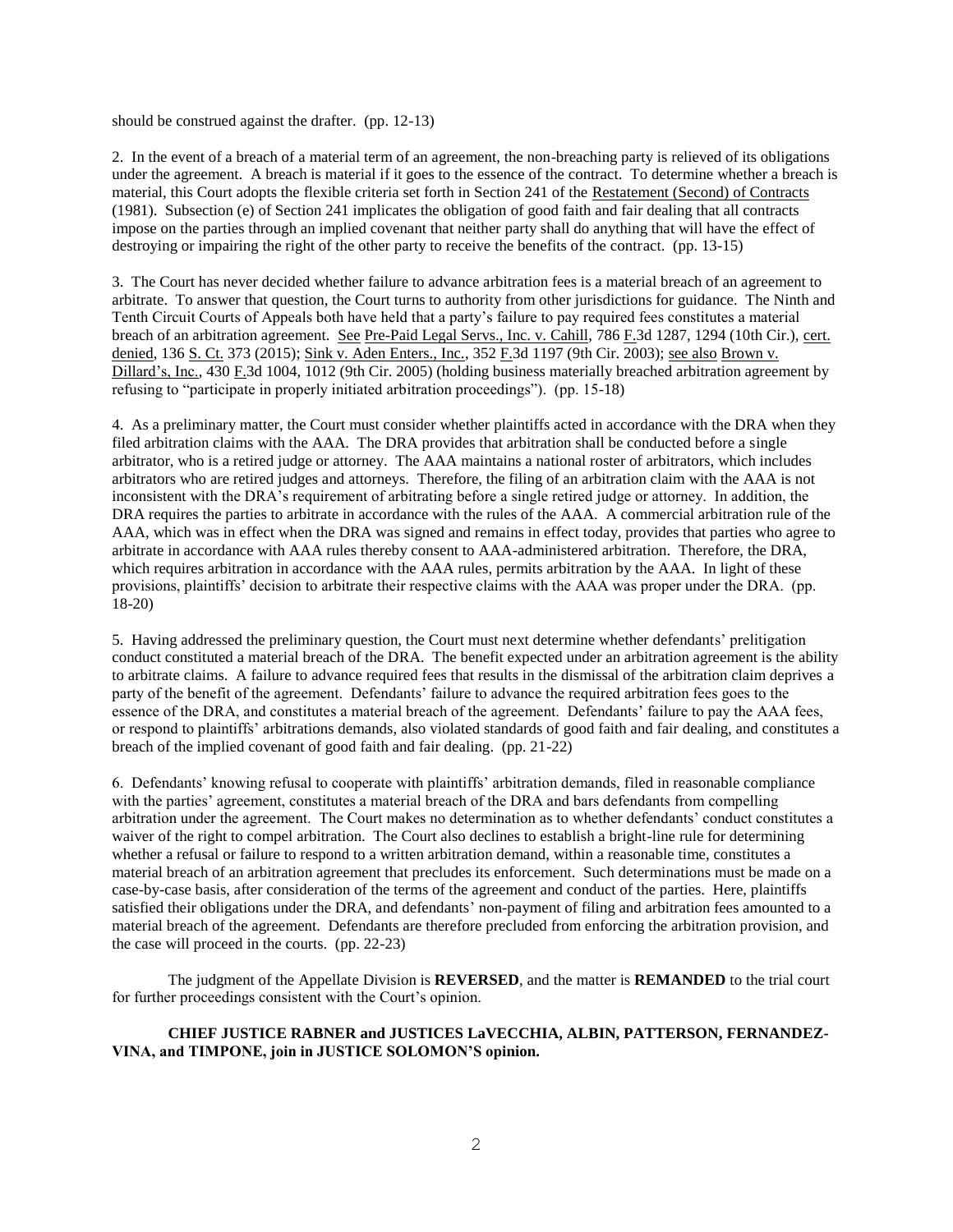should be construed against the drafter. (pp. 12-13)

2. In the event of a breach of a material term of an agreement, the non-breaching party is relieved of its obligations under the agreement. A breach is material if it goes to the essence of the contract. To determine whether a breach is material, this Court adopts the flexible criteria set forth in Section 241 of the Restatement (Second) of Contracts (1981). Subsection (e) of Section 241 implicates the obligation of good faith and fair dealing that all contracts impose on the parties through an implied covenant that neither party shall do anything that will have the effect of destroying or impairing the right of the other party to receive the benefits of the contract. (pp. 13-15)

3. The Court has never decided whether failure to advance arbitration fees is a material breach of an agreement to arbitrate. To answer that question, the Court turns to authority from other jurisdictions for guidance. The Ninth and Tenth Circuit Courts of Appeals both have held that a party's failure to pay required fees constitutes a material breach of an arbitration agreement. See Pre-Paid Legal Servs., Inc. v. Cahill, 786 F.3d 1287, 1294 (10th Cir.), cert. denied, 136 S. Ct. 373 (2015); Sink v. Aden Enters., Inc., 352 F.3d 1197 (9th Cir. 2003); see also Brown v. Dillard's, Inc., 430 F.3d 1004, 1012 (9th Cir. 2005) (holding business materially breached arbitration agreement by refusing to "participate in properly initiated arbitration proceedings"). (pp. 15-18)

4. As a preliminary matter, the Court must consider whether plaintiffs acted in accordance with the DRA when they filed arbitration claims with the AAA. The DRA provides that arbitration shall be conducted before a single arbitrator, who is a retired judge or attorney. The AAA maintains a national roster of arbitrators, which includes arbitrators who are retired judges and attorneys. Therefore, the filing of an arbitration claim with the AAA is not inconsistent with the DRA's requirement of arbitrating before a single retired judge or attorney. In addition, the DRA requires the parties to arbitrate in accordance with the rules of the AAA. A commercial arbitration rule of the AAA, which was in effect when the DRA was signed and remains in effect today, provides that parties who agree to arbitrate in accordance with AAA rules thereby consent to AAA-administered arbitration. Therefore, the DRA, which requires arbitration in accordance with the AAA rules, permits arbitration by the AAA. In light of these provisions, plaintiffs' decision to arbitrate their respective claims with the AAA was proper under the DRA. (pp. 18-20)

5. Having addressed the preliminary question, the Court must next determine whether defendants' prelitigation conduct constituted a material breach of the DRA. The benefit expected under an arbitration agreement is the ability to arbitrate claims. A failure to advance required fees that results in the dismissal of the arbitration claim deprives a party of the benefit of the agreement. Defendants' failure to advance the required arbitration fees goes to the essence of the DRA, and constitutes a material breach of the agreement. Defendants' failure to pay the AAA fees, or respond to plaintiffs' arbitrations demands, also violated standards of good faith and fair dealing, and constitutes a breach of the implied covenant of good faith and fair dealing. (pp. 21-22)

6. Defendants' knowing refusal to cooperate with plaintiffs' arbitration demands, filed in reasonable compliance with the parties' agreement, constitutes a material breach of the DRA and bars defendants from compelling arbitration under the agreement. The Court makes no determination as to whether defendants' conduct constitutes a waiver of the right to compel arbitration. The Court also declines to establish a bright-line rule for determining whether a refusal or failure to respond to a written arbitration demand, within a reasonable time, constitutes a material breach of an arbitration agreement that precludes its enforcement. Such determinations must be made on a case-by-case basis, after consideration of the terms of the agreement and conduct of the parties. Here, plaintiffs satisfied their obligations under the DRA, and defendants' non-payment of filing and arbitration fees amounted to a material breach of the agreement. Defendants are therefore precluded from enforcing the arbitration provision, and the case will proceed in the courts. (pp. 22-23)

The judgment of the Appellate Division is **REVERSED**, and the matter is **REMANDED** to the trial court for further proceedings consistent with the Court's opinion.

**CHIEF JUSTICE RABNER and JUSTICES LaVECCHIA, ALBIN, PATTERSON, FERNANDEZ-VINA, and TIMPONE, join in JUSTICE SOLOMON'S opinion.**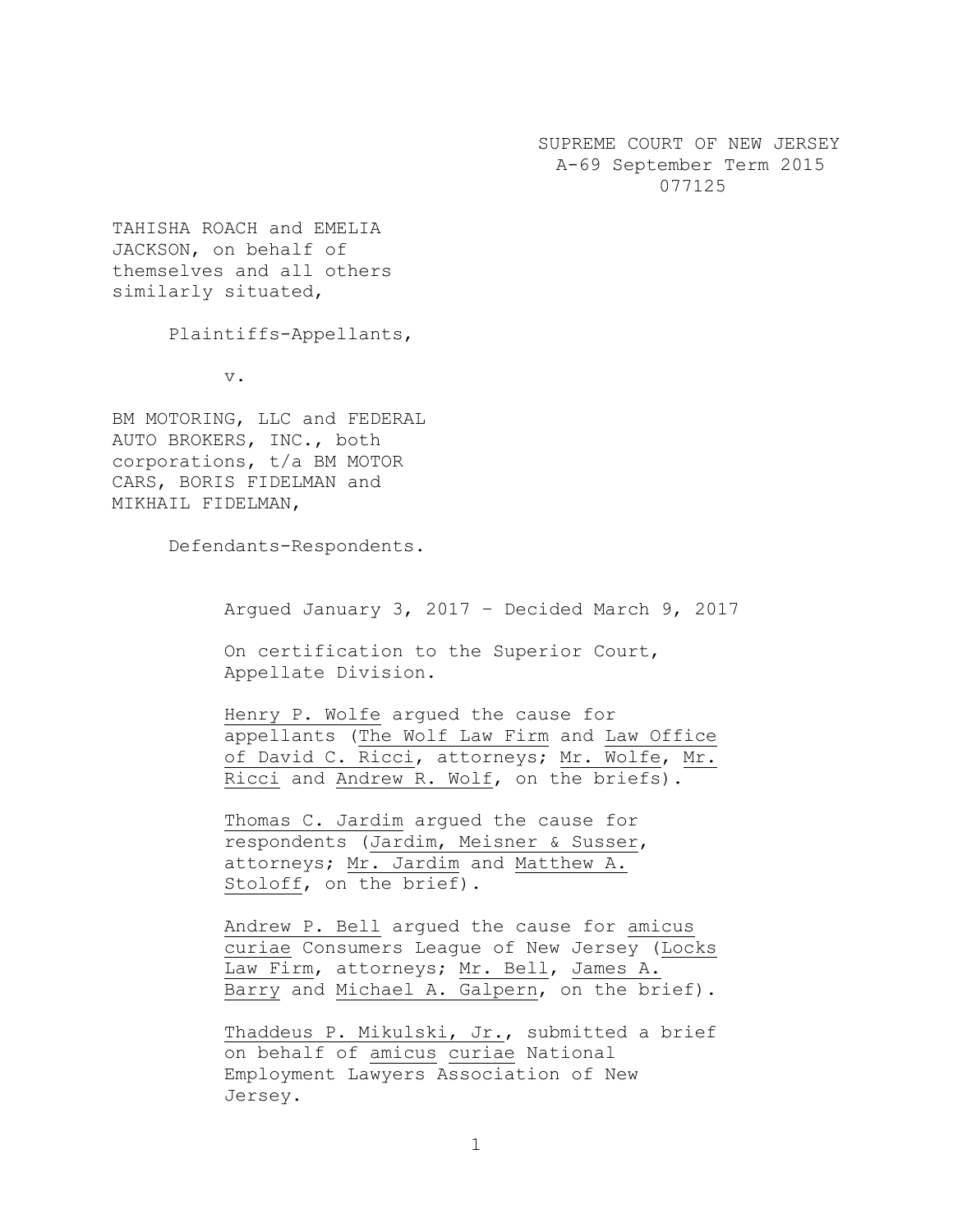SUPREME COURT OF NEW JERSEY
A-69 September Term 2015
077125

TAHISHA ROACH and EMELIA JACKSON, on behalf of themselves and all others similarly situated,

Plaintiffs-Appellants,

v.

BM MOTORING, LLC and FEDERAL AUTO BROKERS, INC., both corporations, t/a BM MOTOR CARS, BORIS FIDELMAN and MIKHAIL FIDELMAN,

Defendants-Respondents.

Argued January 3, 2017 – Decided March 9, 2017

On certification to the Superior Court, Appellate Division.

Henry P. Wolfe argued the cause for appellants (The Wolf Law Firm and Law Office of David C. Ricci, attorneys; Mr. Wolfe, Mr. Ricci and Andrew R. Wolf, on the briefs).

Thomas C. Jardim argued the cause for respondents (Jardim, Meisner & Susser, attorneys; Mr. Jardim and Matthew A. Stoloff, on the brief).

Andrew P. Bell argued the cause for amicus curiae Consumers League of New Jersey (Locks Law Firm, attorneys; Mr. Bell, James A. Barry and Michael A. Galpern, on the brief).

Thaddeus P. Mikulski, Jr., submitted a brief on behalf of amicus curiae National Employment Lawyers Association of New Jersey.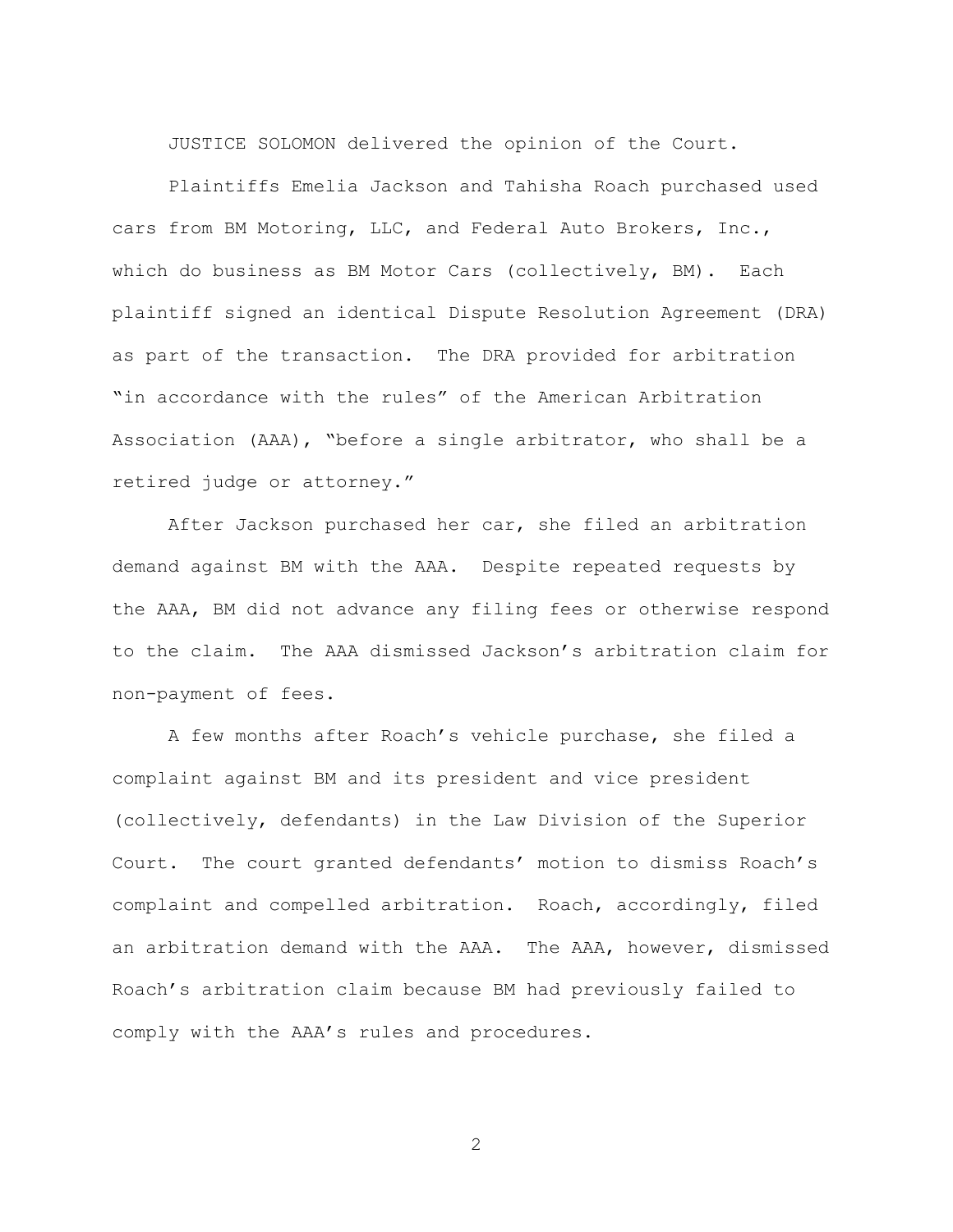JUSTICE SOLOMON delivered the opinion of the Court.

Plaintiffs Emelia Jackson and Tahisha Roach purchased used cars from BM Motoring, LLC, and Federal Auto Brokers, Inc., which do business as BM Motor Cars (collectively, BM). Each plaintiff signed an identical Dispute Resolution Agreement (DRA) as part of the transaction. The DRA provided for arbitration "in accordance with the rules" of the American Arbitration Association (AAA), "before a single arbitrator, who shall be a retired judge or attorney."

After Jackson purchased her car, she filed an arbitration demand against BM with the AAA. Despite repeated requests by the AAA, BM did not advance any filing fees or otherwise respond to the claim. The AAA dismissed Jackson's arbitration claim for non-payment of fees.

A few months after Roach's vehicle purchase, she filed a complaint against BM and its president and vice president (collectively, defendants) in the Law Division of the Superior Court. The court granted defendants' motion to dismiss Roach's complaint and compelled arbitration. Roach, accordingly, filed an arbitration demand with the AAA. The AAA, however, dismissed Roach's arbitration claim because BM had previously failed to comply with the AAA's rules and procedures.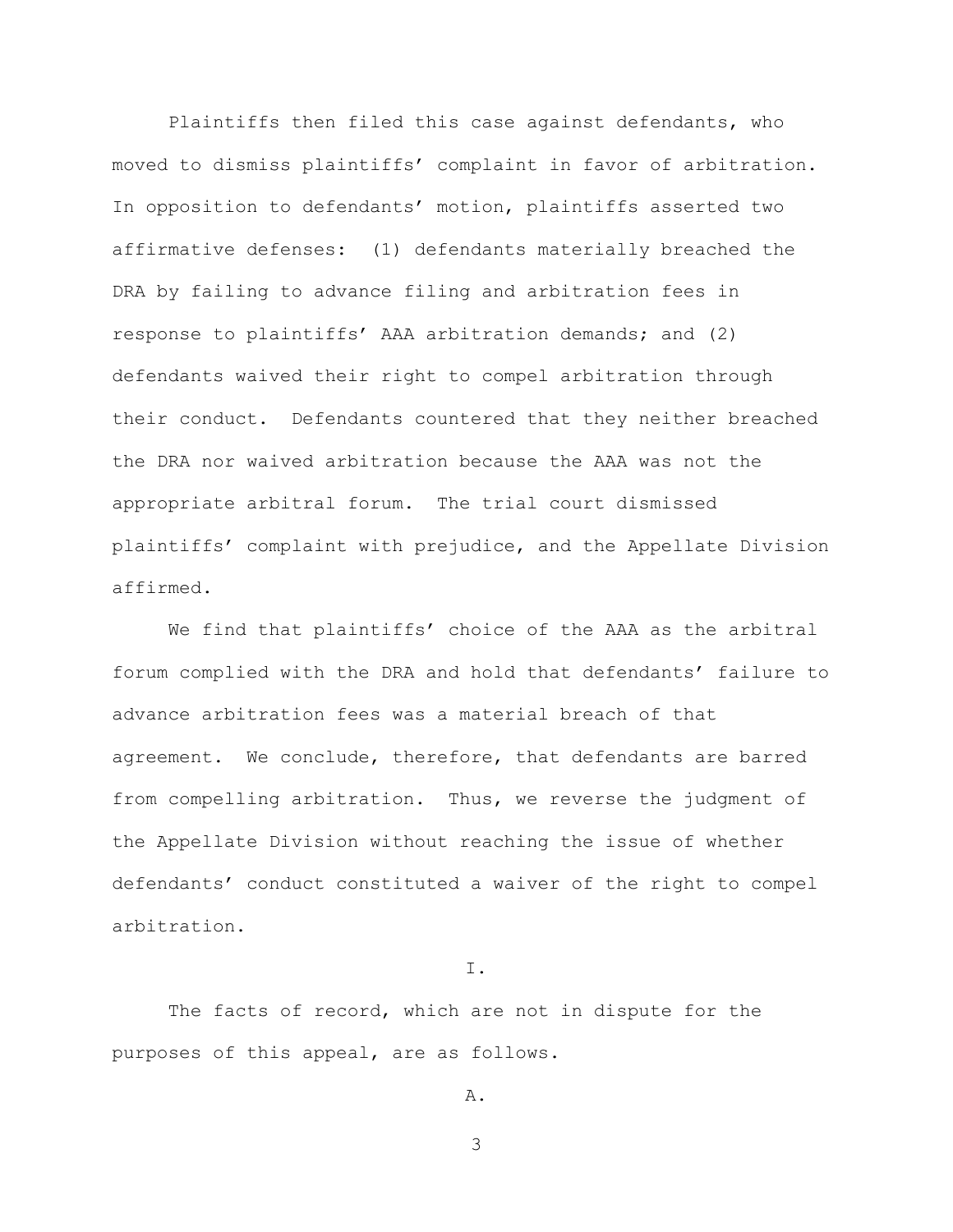Plaintiffs then filed this case against defendants, who moved to dismiss plaintiffs' complaint in favor of arbitration. In opposition to defendants' motion, plaintiffs asserted two affirmative defenses: (1) defendants materially breached the DRA by failing to advance filing and arbitration fees in response to plaintiffs' AAA arbitration demands; and (2) defendants waived their right to compel arbitration through their conduct. Defendants countered that they neither breached the DRA nor waived arbitration because the AAA was not the appropriate arbitral forum. The trial court dismissed plaintiffs' complaint with prejudice, and the Appellate Division affirmed.

We find that plaintiffs' choice of the AAA as the arbitral forum complied with the DRA and hold that defendants' failure to advance arbitration fees was a material breach of that agreement. We conclude, therefore, that defendants are barred from compelling arbitration. Thus, we reverse the judgment of the Appellate Division without reaching the issue of whether defendants' conduct constituted a waiver of the right to compel arbitration.

## I.

The facts of record, which are not in dispute for the purposes of this appeal, are as follows.

### A.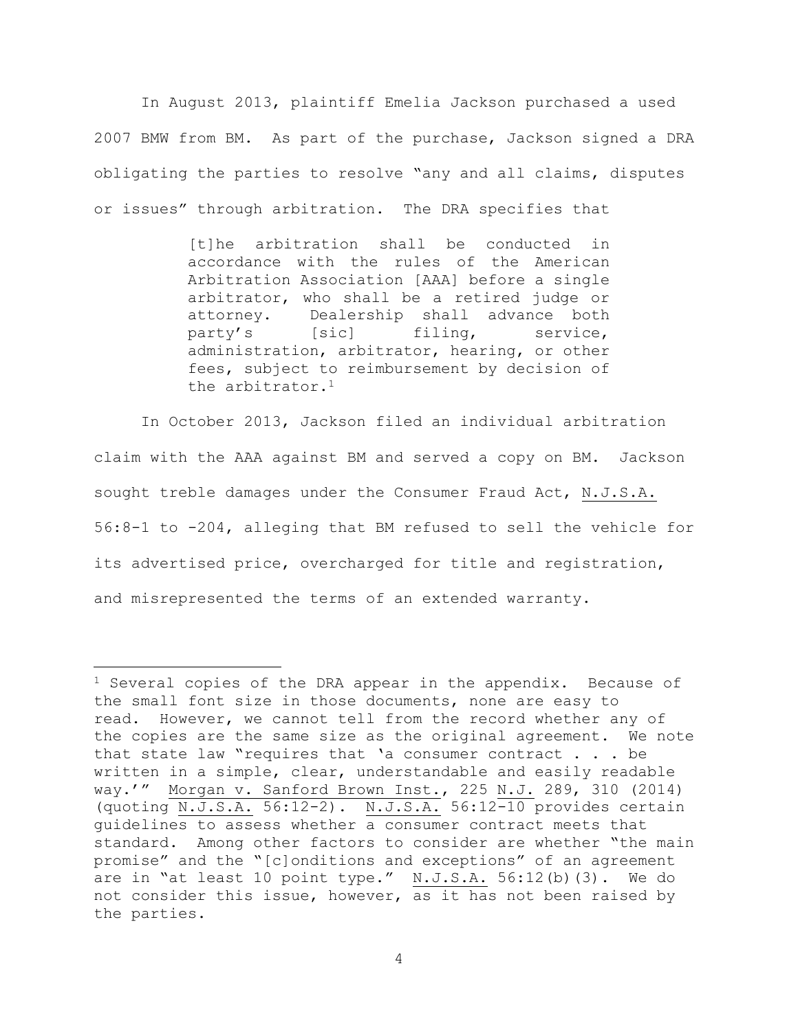In August 2013, plaintiff Emelia Jackson purchased a used 2007 BMW from BM. As part of the purchase, Jackson signed a DRA obligating the parties to resolve "any and all claims, disputes or issues" through arbitration. The DRA specifies that

> [t]he arbitration shall be conducted in accordance with the rules of the American Arbitration Association [AAA] before a single arbitrator, who shall be a retired judge or attorney. Dealership shall advance both party's [sic] filing, service, administration, arbitrator, hearing, or other fees, subject to reimbursement by decision of the arbitrator.[1]

In October 2013, Jackson filed an individual arbitration claim with the AAA against BM and served a copy on BM. Jackson sought treble damages under the Consumer Fraud Act, N.J.S.A. 56:8-1 to -204, alleging that BM refused to sell the vehicle for its advertised price, overcharged for title and registration, and misrepresented the terms of an extended warranty.

---

[1] Several copies of the DRA appear in the appendix. Because of the small font size in those documents, none are easy to read. However, we cannot tell from the record whether any of the copies are the same size as the original agreement. We note that state law "requires that 'a consumer contract . . . be written in a simple, clear, understandable and easily readable way.'" Morgan v. Sanford Brown Inst., 225 N.J. 289, 310 (2014) (quoting N.J.S.A. 56:12-2). N.J.S.A. 56:12-10 provides certain guidelines to assess whether a consumer contract meets that standard. Among other factors to consider are whether "the main promise" and the "[c]onditions and exceptions" of an agreement are in "at least 10 point type." N.J.S.A. 56:12(b)(3). We do not consider this issue, however, as it has not been raised by the parties.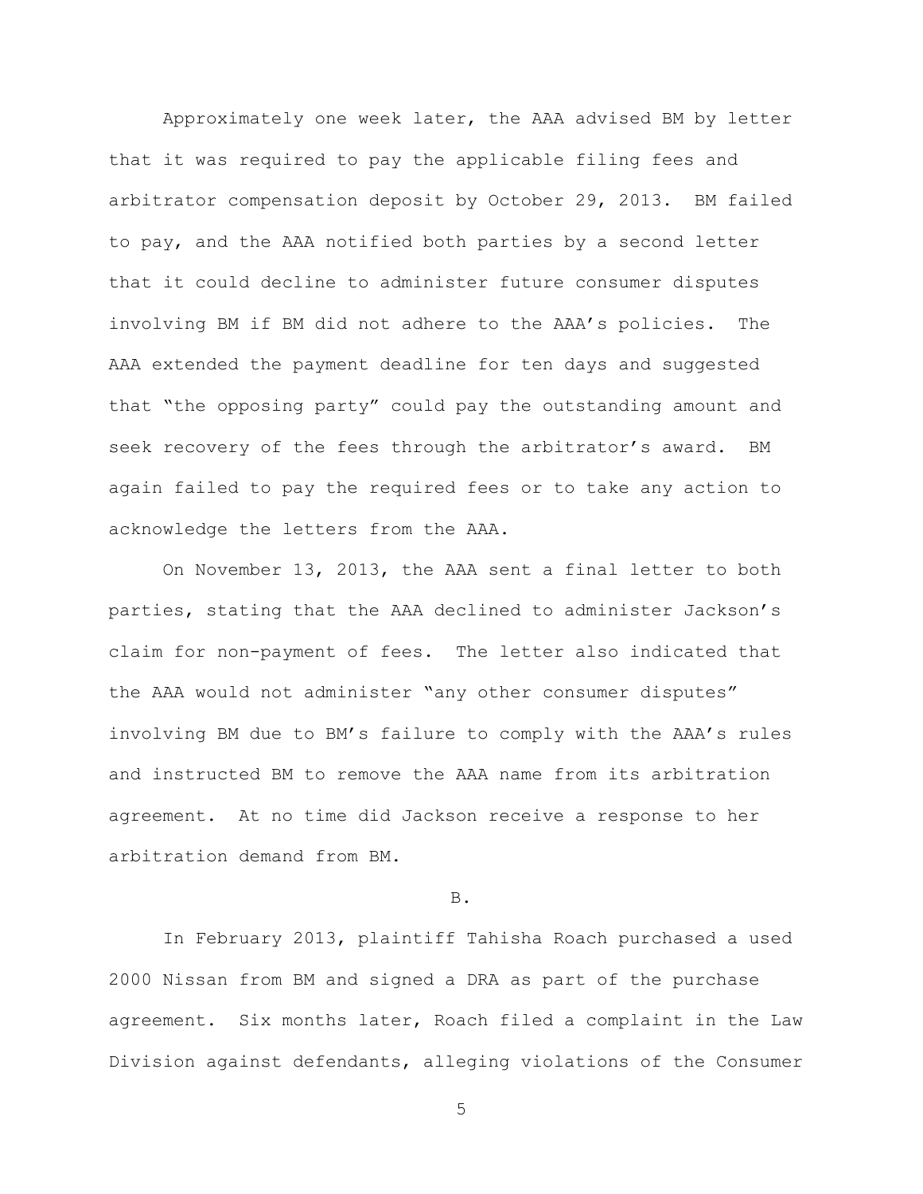Approximately one week later, the AAA advised BM by letter that it was required to pay the applicable filing fees and arbitrator compensation deposit by October 29, 2013. BM failed to pay, and the AAA notified both parties by a second letter that it could decline to administer future consumer disputes involving BM if BM did not adhere to the AAA's policies. The AAA extended the payment deadline for ten days and suggested that "the opposing party" could pay the outstanding amount and seek recovery of the fees through the arbitrator's award. BM again failed to pay the required fees or to take any action to acknowledge the letters from the AAA.

On November 13, 2013, the AAA sent a final letter to both parties, stating that the AAA declined to administer Jackson's claim for non-payment of fees. The letter also indicated that the AAA would not administer "any other consumer disputes" involving BM due to BM's failure to comply with the AAA's rules and instructed BM to remove the AAA name from its arbitration agreement. At no time did Jackson receive a response to her arbitration demand from BM.

B.

In February 2013, plaintiff Tahisha Roach purchased a used 2000 Nissan from BM and signed a DRA as part of the purchase agreement. Six months later, Roach filed a complaint in the Law Division against defendants, alleging violations of the Consumer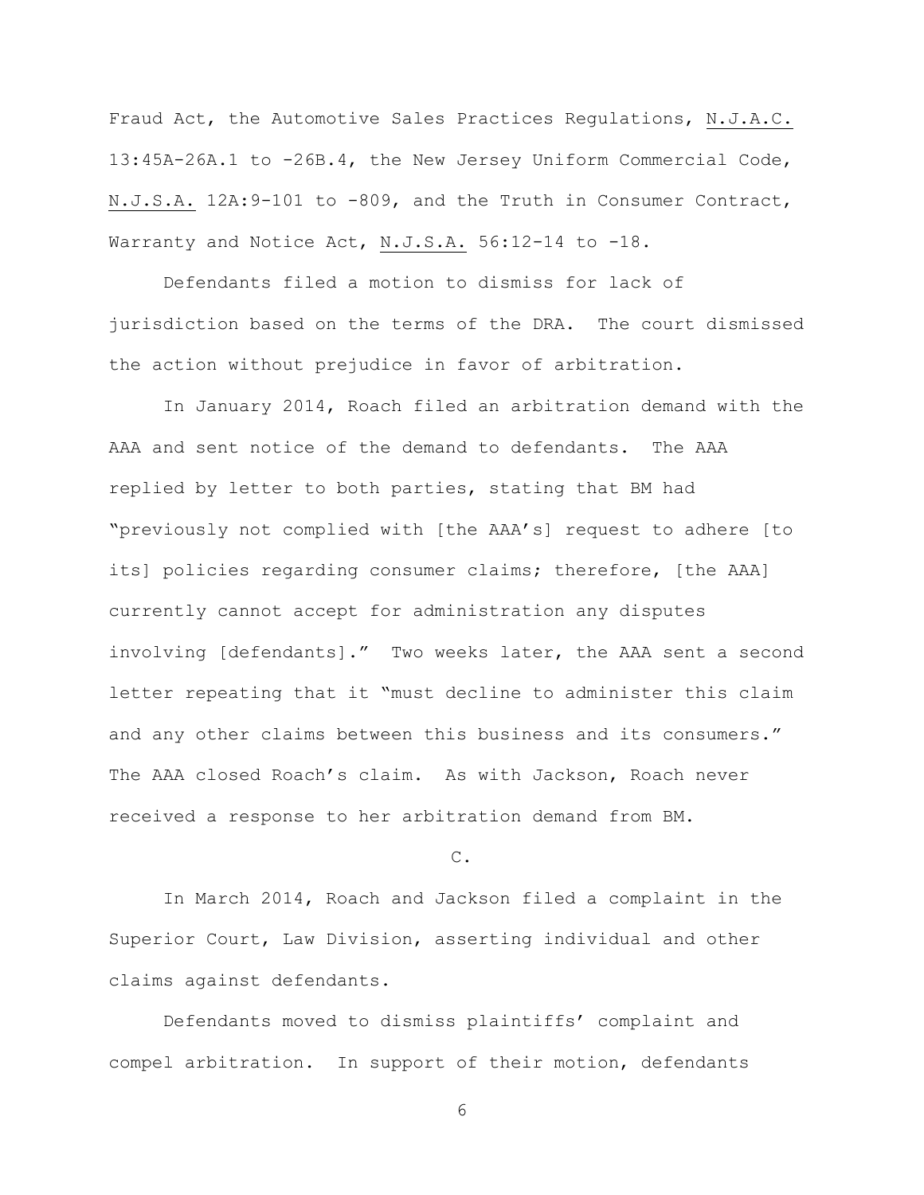Fraud Act, the Automotive Sales Practices Regulations, N.J.A.C. 13:45A-26A.1 to -26B.4, the New Jersey Uniform Commercial Code, N.J.S.A. 12A:9-101 to -809, and the Truth in Consumer Contract, Warranty and Notice Act, N.J.S.A. 56:12-14 to -18.

Defendants filed a motion to dismiss for lack of jurisdiction based on the terms of the DRA. The court dismissed the action without prejudice in favor of arbitration.

In January 2014, Roach filed an arbitration demand with the AAA and sent notice of the demand to defendants. The AAA replied by letter to both parties, stating that BM had "previously not complied with [the AAA's] request to adhere [to its] policies regarding consumer claims; therefore, [the AAA] currently cannot accept for administration any disputes involving [defendants]." Two weeks later, the AAA sent a second letter repeating that it "must decline to administer this claim and any other claims between this business and its consumers." The AAA closed Roach's claim. As with Jackson, Roach never received a response to her arbitration demand from BM.

C.

In March 2014, Roach and Jackson filed a complaint in the Superior Court, Law Division, asserting individual and other claims against defendants.

Defendants moved to dismiss plaintiffs' complaint and compel arbitration. In support of their motion, defendants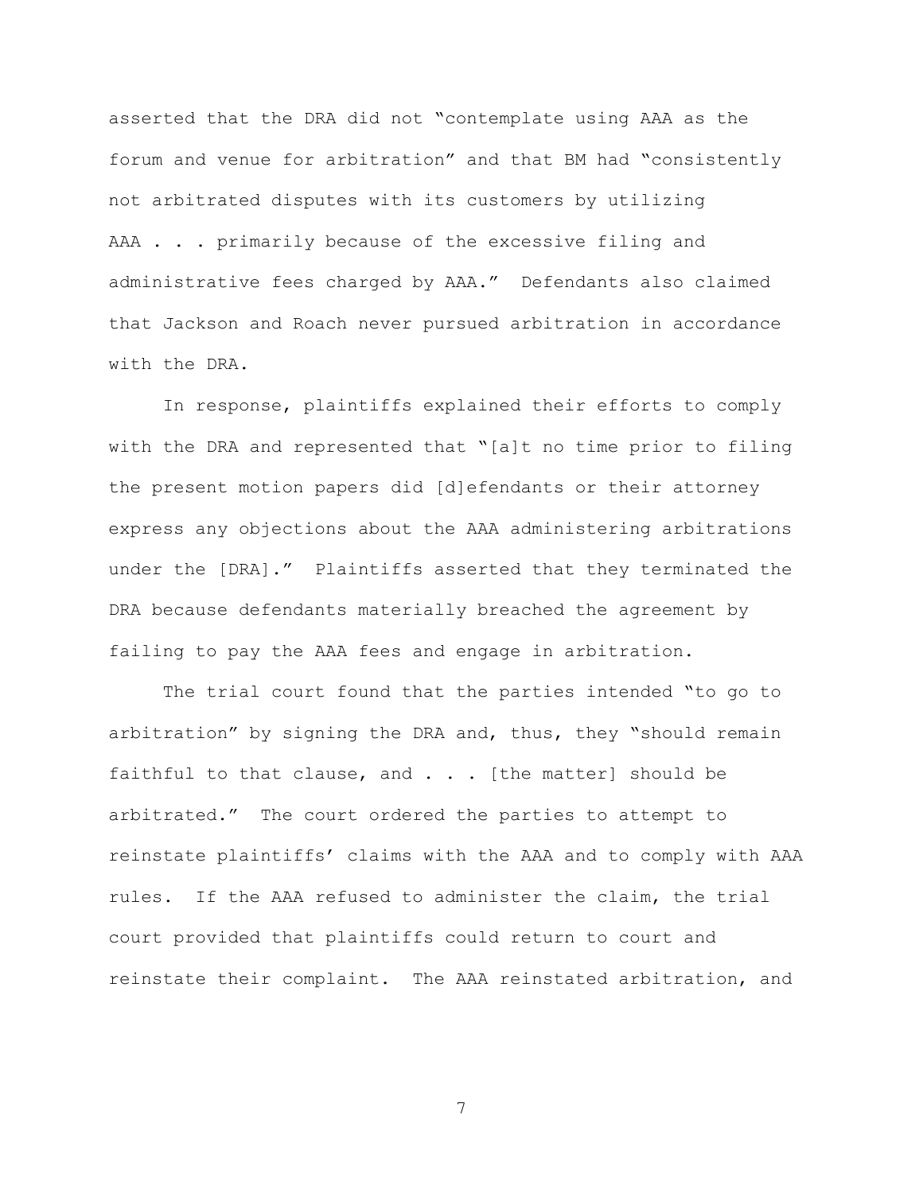asserted that the DRA did not "contemplate using AAA as the forum and venue for arbitration" and that BM had "consistently not arbitrated disputes with its customers by utilizing AAA . . . primarily because of the excessive filing and administrative fees charged by AAA." Defendants also claimed that Jackson and Roach never pursued arbitration in accordance with the DRA.

In response, plaintiffs explained their efforts to comply with the DRA and represented that "[a]t no time prior to filing the present motion papers did [d]efendants or their attorney express any objections about the AAA administering arbitrations under the [DRA]." Plaintiffs asserted that they terminated the DRA because defendants materially breached the agreement by failing to pay the AAA fees and engage in arbitration.

The trial court found that the parties intended "to go to arbitration" by signing the DRA and, thus, they "should remain faithful to that clause, and . . . [the matter] should be arbitrated." The court ordered the parties to attempt to reinstate plaintiffs' claims with the AAA and to comply with AAA rules. If the AAA refused to administer the claim, the trial court provided that plaintiffs could return to court and reinstate their complaint. The AAA reinstated arbitration, and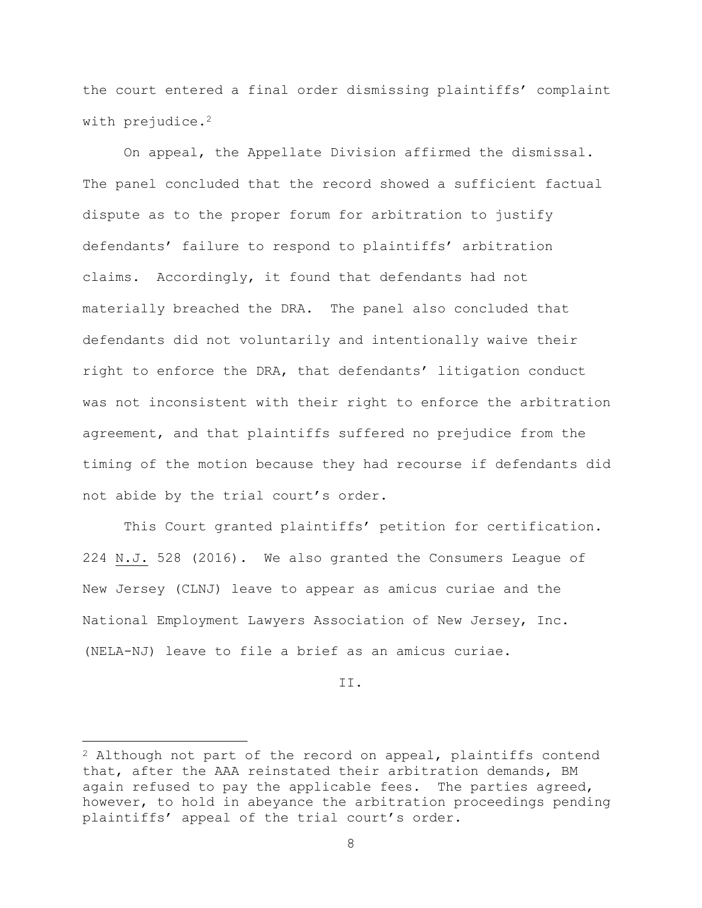the court entered a final order dismissing plaintiffs' complaint with prejudice.[2]

On appeal, the Appellate Division affirmed the dismissal. The panel concluded that the record showed a sufficient factual dispute as to the proper forum for arbitration to justify defendants' failure to respond to plaintiffs' arbitration claims. Accordingly, it found that defendants had not materially breached the DRA. The panel also concluded that defendants did not voluntarily and intentionally waive their right to enforce the DRA, that defendants' litigation conduct was not inconsistent with their right to enforce the arbitration agreement, and that plaintiffs suffered no prejudice from the timing of the motion because they had recourse if defendants did not abide by the trial court's order.

This Court granted plaintiffs' petition for certification. 224 N.J. 528 (2016). We also granted the Consumers League of New Jersey (CLNJ) leave to appear as amicus curiae and the National Employment Lawyers Association of New Jersey, Inc. (NELA-NJ) leave to file a brief as an amicus curiae.

## II.

---

[2] Although not part of the record on appeal, plaintiffs contend that, after the AAA reinstated their arbitration demands, BM again refused to pay the applicable fees. The parties agreed, however, to hold in abeyance the arbitration proceedings pending plaintiffs' appeal of the trial court's order.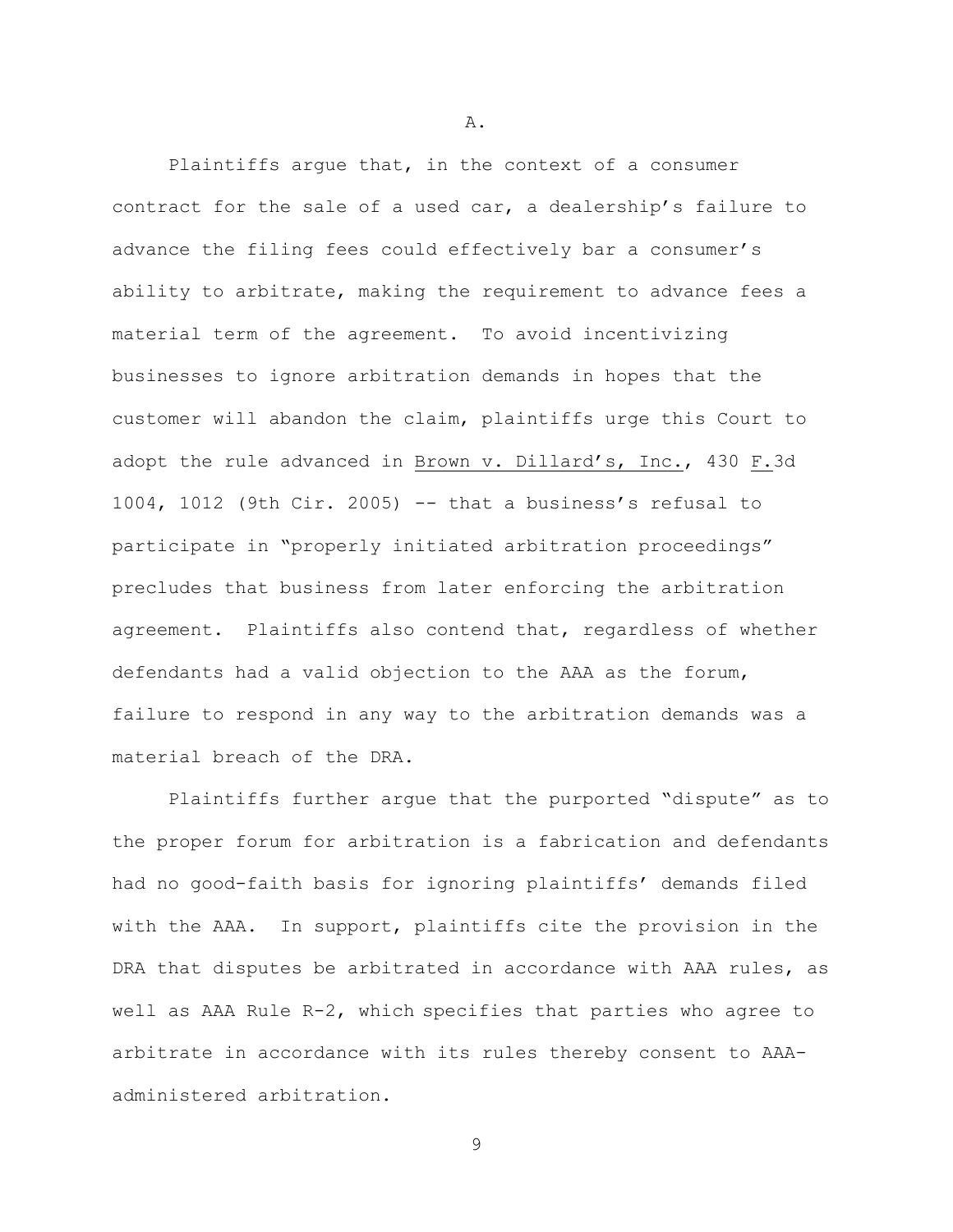## A.

Plaintiffs argue that, in the context of a consumer contract for the sale of a used car, a dealership's failure to advance the filing fees could effectively bar a consumer's ability to arbitrate, making the requirement to advance fees a material term of the agreement. To avoid incentivizing businesses to ignore arbitration demands in hopes that the customer will abandon the claim, plaintiffs urge this Court to adopt the rule advanced in Brown v. Dillard's, Inc., 430 F.3d 1004, 1012 (9th Cir. 2005) -- that a business's refusal to participate in "properly initiated arbitration proceedings" precludes that business from later enforcing the arbitration agreement. Plaintiffs also contend that, regardless of whether defendants had a valid objection to the AAA as the forum, failure to respond in any way to the arbitration demands was a material breach of the DRA.

Plaintiffs further argue that the purported "dispute" as to the proper forum for arbitration is a fabrication and defendants had no good-faith basis for ignoring plaintiffs' demands filed with the AAA. In support, plaintiffs cite the provision in the DRA that disputes be arbitrated in accordance with AAA rules, as well as AAA Rule R-2, which specifies that parties who agree to arbitrate in accordance with its rules thereby consent to AAA-administered arbitration.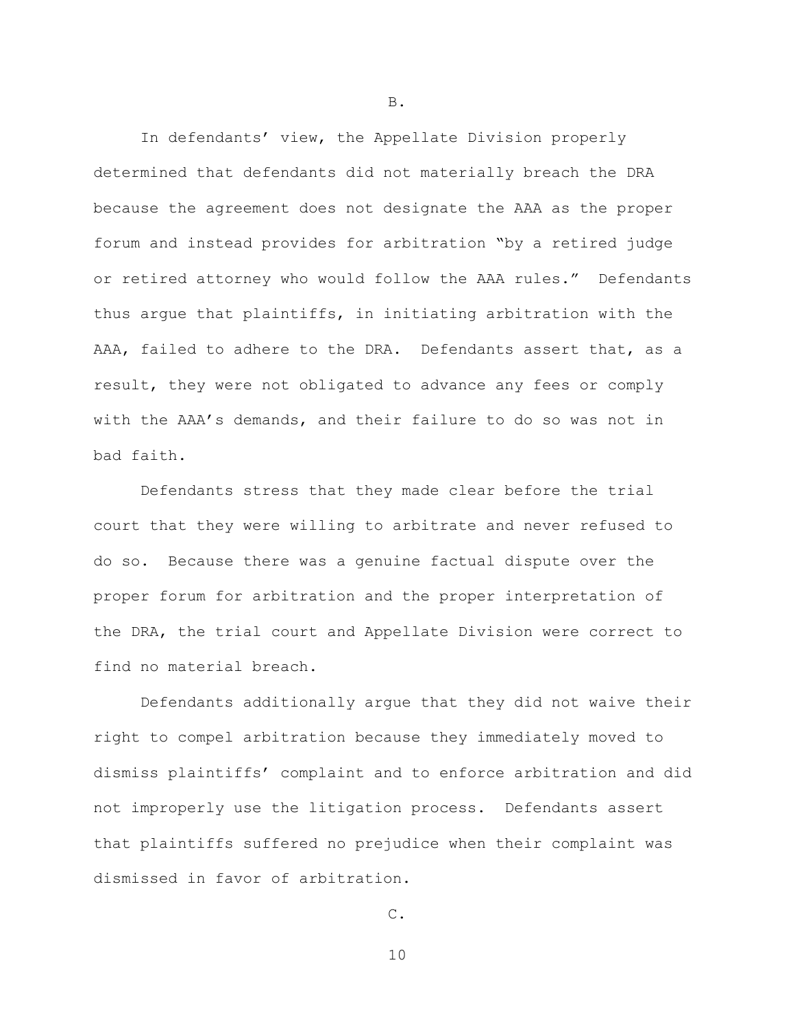B.

In defendants' view, the Appellate Division properly determined that defendants did not materially breach the DRA because the agreement does not designate the AAA as the proper forum and instead provides for arbitration "by a retired judge or retired attorney who would follow the AAA rules." Defendants thus argue that plaintiffs, in initiating arbitration with the AAA, failed to adhere to the DRA. Defendants assert that, as a result, they were not obligated to advance any fees or comply with the AAA's demands, and their failure to do so was not in bad faith.

Defendants stress that they made clear before the trial court that they were willing to arbitrate and never refused to do so. Because there was a genuine factual dispute over the proper forum for arbitration and the proper interpretation of the DRA, the trial court and Appellate Division were correct to find no material breach.

Defendants additionally argue that they did not waive their right to compel arbitration because they immediately moved to dismiss plaintiffs' complaint and to enforce arbitration and did not improperly use the litigation process. Defendants assert that plaintiffs suffered no prejudice when their complaint was dismissed in favor of arbitration.

C.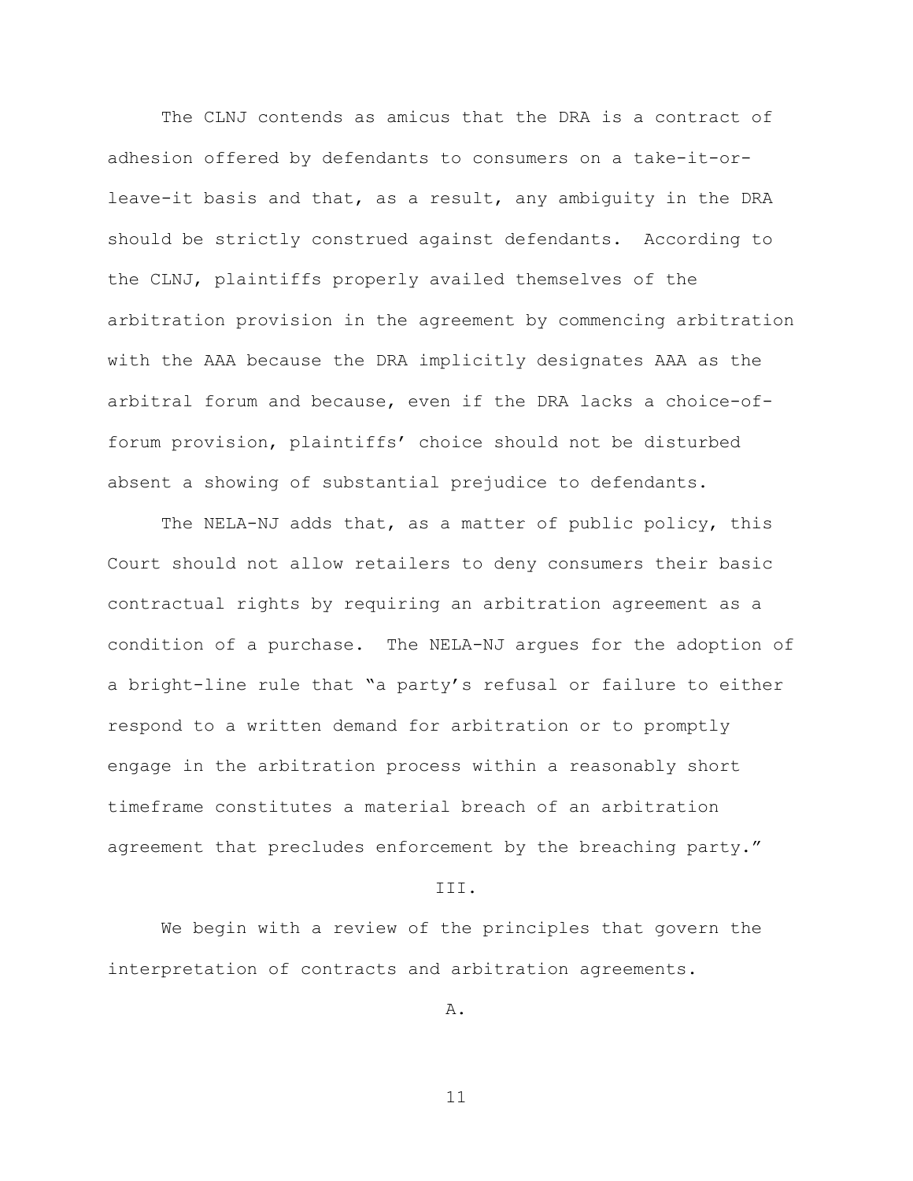The CLNJ contends as amicus that the DRA is a contract of adhesion offered by defendants to consumers on a take-it-or-leave-it basis and that, as a result, any ambiguity in the DRA should be strictly construed against defendants. According to the CLNJ, plaintiffs properly availed themselves of the arbitration provision in the agreement by commencing arbitration with the AAA because the DRA implicitly designates AAA as the arbitral forum and because, even if the DRA lacks a choice-of-forum provision, plaintiffs' choice should not be disturbed absent a showing of substantial prejudice to defendants.

The NELA-NJ adds that, as a matter of public policy, this Court should not allow retailers to deny consumers their basic contractual rights by requiring an arbitration agreement as a condition of a purchase. The NELA-NJ argues for the adoption of a bright-line rule that "a party's refusal or failure to either respond to a written demand for arbitration or to promptly engage in the arbitration process within a reasonably short timeframe constitutes a material breach of an arbitration agreement that precludes enforcement by the breaching party."

## III.

We begin with a review of the principles that govern the interpretation of contracts and arbitration agreements.

### A.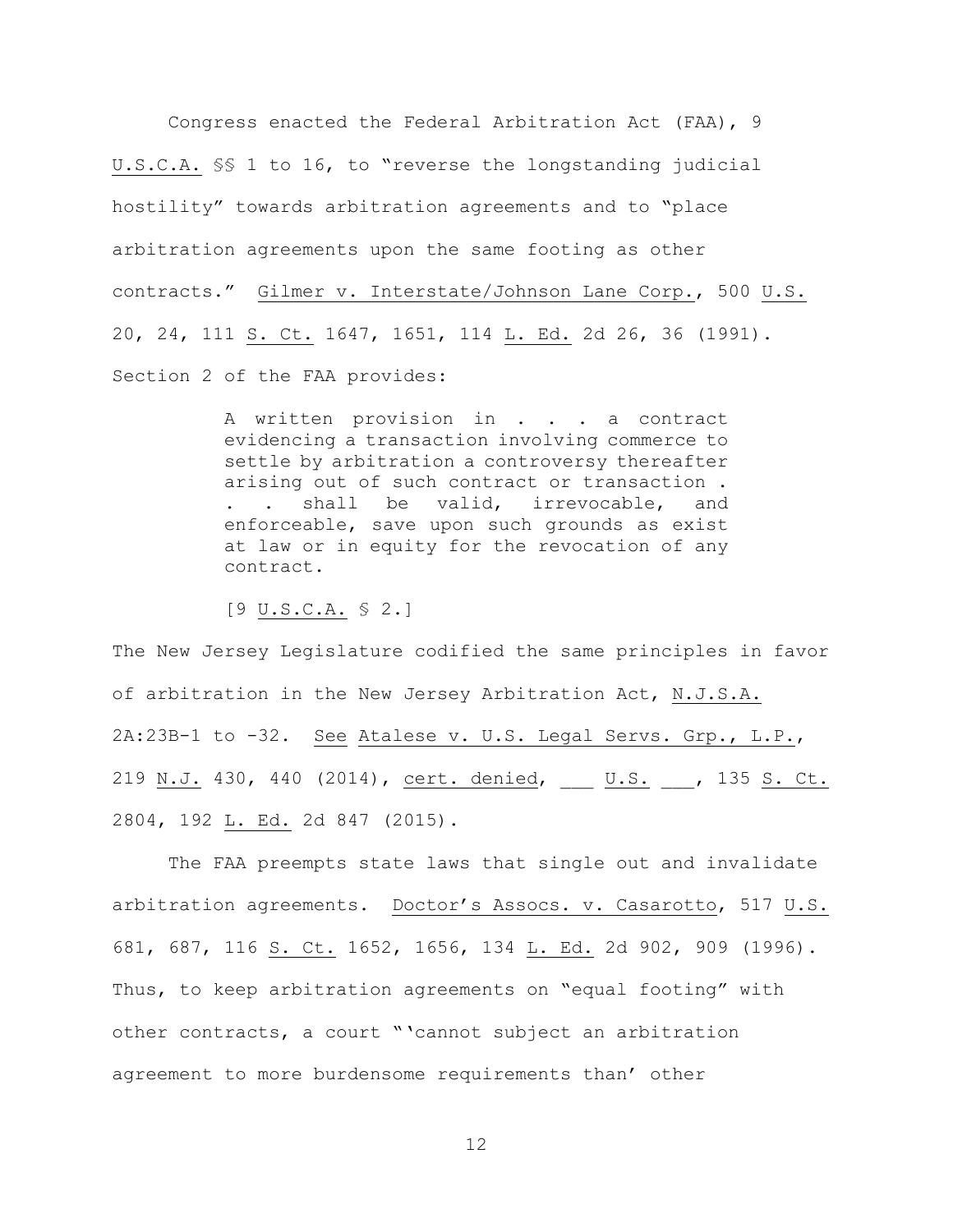Congress enacted the Federal Arbitration Act (FAA), 9 U.S.C.A. §§ 1 to 16, to "reverse the longstanding judicial hostility" towards arbitration agreements and to "place arbitration agreements upon the same footing as other contracts." Gilmer v. Interstate/Johnson Lane Corp., 500 U.S. 20, 24, 111 S. Ct. 1647, 1651, 114 L. Ed. 2d 26, 36 (1991). Section 2 of the FAA provides:

> A written provision in . . . a contract evidencing a transaction involving commerce to settle by arbitration a controversy thereafter arising out of such contract or transaction . . . shall be valid, irrevocable, and enforceable, save upon such grounds as exist at law or in equity for the revocation of any contract.
>
> [9 U.S.C.A. § 2.]

The New Jersey Legislature codified the same principles in favor of arbitration in the New Jersey Arbitration Act, N.J.S.A. 2A:23B-1 to -32. See Atalese v. U.S. Legal Servs. Grp., L.P., 219 N.J. 430, 440 (2014), cert. denied, ___ U.S. ___, 135 S. Ct. 2804, 192 L. Ed. 2d 847 (2015).

The FAA preempts state laws that single out and invalidate arbitration agreements. Doctor's Assocs. v. Casarotto, 517 U.S. 681, 687, 116 S. Ct. 1652, 1656, 134 L. Ed. 2d 902, 909 (1996). Thus, to keep arbitration agreements on "equal footing" with other contracts, a court "'cannot subject an arbitration agreement to more burdensome requirements than' other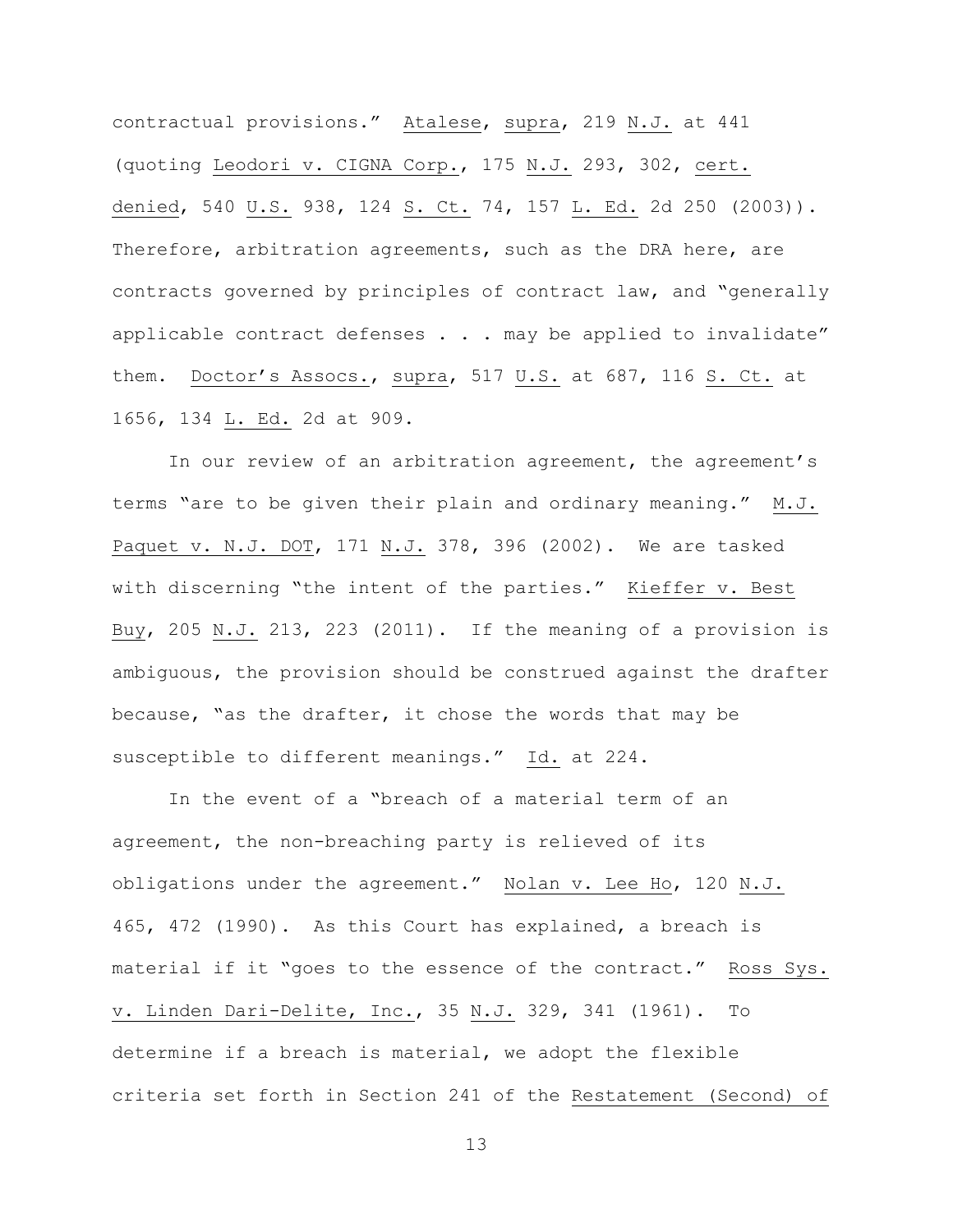contractual provisions." Atalese, supra, 219 N.J. at 441 (quoting Leodori v. CIGNA Corp., 175 N.J. 293, 302, cert. denied, 540 U.S. 938, 124 S. Ct. 74, 157 L. Ed. 2d 250 (2003)). Therefore, arbitration agreements, such as the DRA here, are contracts governed by principles of contract law, and "generally applicable contract defenses . . . may be applied to invalidate" them. Doctor's Assocs., supra, 517 U.S. at 687, 116 S. Ct. at 1656, 134 L. Ed. 2d at 909.

In our review of an arbitration agreement, the agreement's terms "are to be given their plain and ordinary meaning." M.J. Paquet v. N.J. DOT, 171 N.J. 378, 396 (2002). We are tasked with discerning "the intent of the parties." Kieffer v. Best Buy, 205 N.J. 213, 223 (2011). If the meaning of a provision is ambiguous, the provision should be construed against the drafter because, "as the drafter, it chose the words that may be susceptible to different meanings." Id. at 224.

In the event of a "breach of a material term of an agreement, the non-breaching party is relieved of its obligations under the agreement." Nolan v. Lee Ho, 120 N.J. 465, 472 (1990). As this Court has explained, a breach is material if it "goes to the essence of the contract." Ross Sys. v. Linden Dari-Delite, Inc., 35 N.J. 329, 341 (1961). To determine if a breach is material, we adopt the flexible criteria set forth in Section 241 of the Restatement (Second) of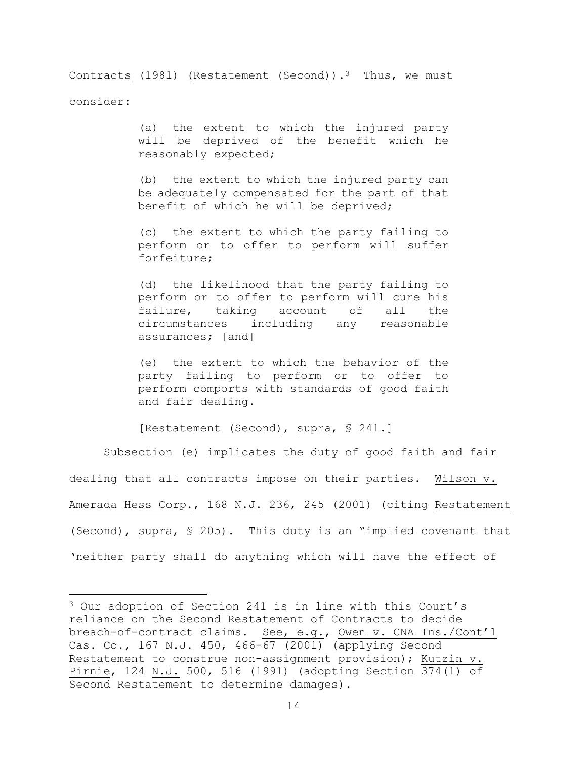Contracts (1981) (Restatement (Second)).[3] Thus, we must consider:

> (a) the extent to which the injured party will be deprived of the benefit which he reasonably expected;
>
> (b) the extent to which the injured party can be adequately compensated for the part of that benefit of which he will be deprived;
>
> (c) the extent to which the party failing to perform or to offer to perform will suffer forfeiture;
>
> (d) the likelihood that the party failing to perform or to offer to perform will cure his failure, taking account of all the circumstances including any reasonable assurances; [and]
>
> (e) the extent to which the behavior of the party failing to perform or to offer to perform comports with standards of good faith and fair dealing.
>
> [Restatement (Second), supra, § 241.]

Subsection (e) implicates the duty of good faith and fair dealing that all contracts impose on their parties. Wilson v. Amerada Hess Corp., 168 N.J. 236, 245 (2001) (citing Restatement (Second), supra, § 205). This duty is an "implied covenant that 'neither party shall do anything which will have the effect of

---

[3] Our adoption of Section 241 is in line with this Court's reliance on the Second Restatement of Contracts to decide breach-of-contract claims. See, e.g., Owen v. CNA Ins./Cont'l Cas. Co., 167 N.J. 450, 466-67 (2001) (applying Second Restatement to construe non-assignment provision); Kutzin v. Pirnie, 124 N.J. 500, 516 (1991) (adopting Section 374(1) of Second Restatement to determine damages).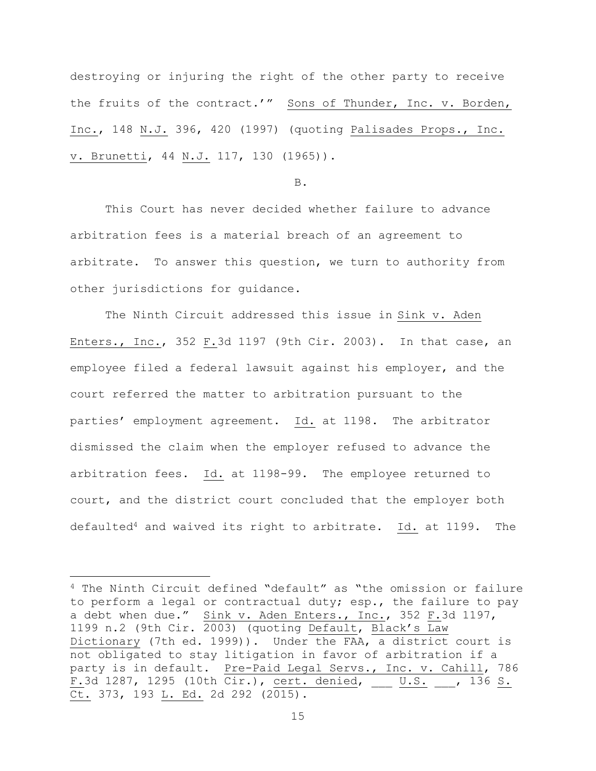destroying or injuring the right of the other party to receive the fruits of the contract.'" Sons of Thunder, Inc. v. Borden, Inc., 148 N.J. 396, 420 (1997) (quoting Palisades Props., Inc. v. Brunetti, 44 N.J. 117, 130 (1965)).

B.

This Court has never decided whether failure to advance arbitration fees is a material breach of an agreement to arbitrate. To answer this question, we turn to authority from other jurisdictions for guidance.

The Ninth Circuit addressed this issue in Sink v. Aden Enters., Inc., 352 F.3d 1197 (9th Cir. 2003). In that case, an employee filed a federal lawsuit against his employer, and the court referred the matter to arbitration pursuant to the parties' employment agreement. Id. at 1198. The arbitrator dismissed the claim when the employer refused to advance the arbitration fees. Id. at 1198-99. The employee returned to court, and the district court concluded that the employer both defaulted[4] and waived its right to arbitrate. Id. at 1199. The

---

[4] The Ninth Circuit defined "default" as "the omission or failure to perform a legal or contractual duty; esp., the failure to pay a debt when due." Sink v. Aden Enters., Inc., 352 F.3d 1197, 1199 n.2 (9th Cir. 2003) (quoting Default, Black's Law Dictionary (7th ed. 1999)). Under the FAA, a district court is not obligated to stay litigation in favor of arbitration if a party is in default. Pre-Paid Legal Servs., Inc. v. Cahill, 786 F.3d 1287, 1295 (10th Cir.), cert. denied, ___ U.S. ___, 136 S. Ct. 373, 193 L. Ed. 2d 292 (2015).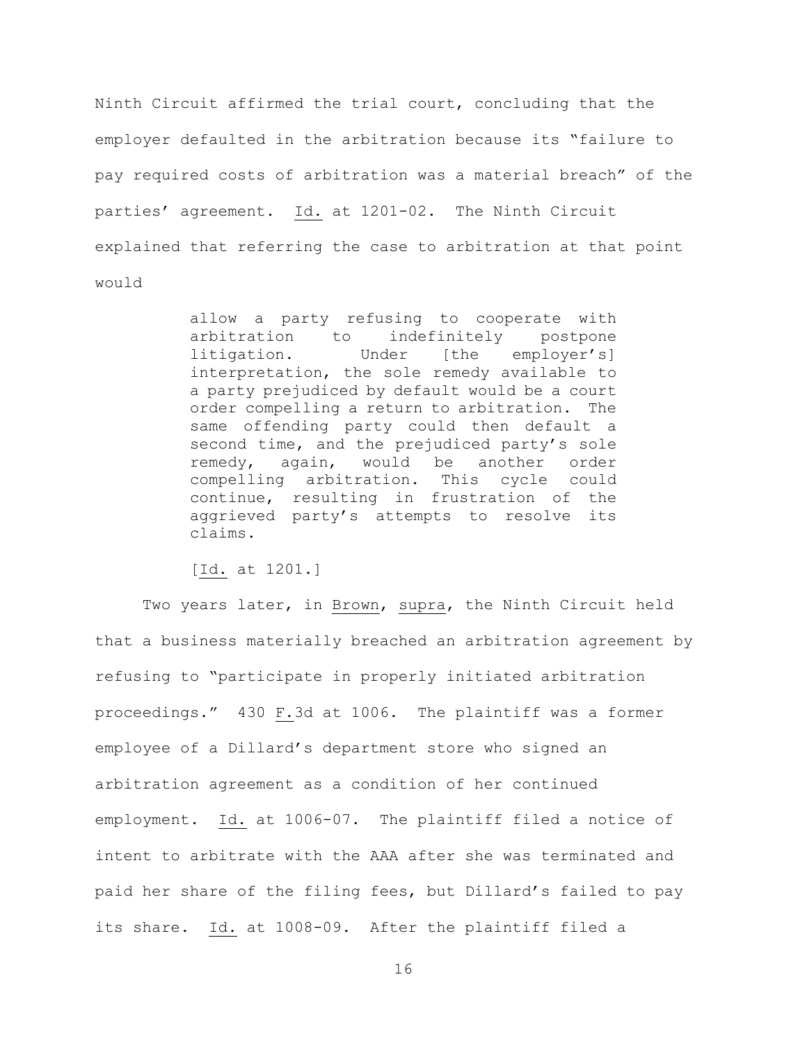Ninth Circuit affirmed the trial court, concluding that the employer defaulted in the arbitration because its "failure to pay required costs of arbitration was a material breach" of the parties' agreement. Id. at 1201-02. The Ninth Circuit explained that referring the case to arbitration at that point would

> allow a party refusing to cooperate with arbitration to indefinitely postpone litigation. Under [the employer's] interpretation, the sole remedy available to a party prejudiced by default would be a court order compelling a return to arbitration. The same offending party could then default a second time, and the prejudiced party's sole remedy, again, would be another order compelling arbitration. This cycle could continue, resulting in frustration of the aggrieved party's attempts to resolve its claims.
>
> [Id. at 1201.]

Two years later, in Brown, supra, the Ninth Circuit held that a business materially breached an arbitration agreement by refusing to "participate in properly initiated arbitration proceedings." 430 F.3d at 1006. The plaintiff was a former employee of a Dillard's department store who signed an arbitration agreement as a condition of her continued employment. Id. at 1006-07. The plaintiff filed a notice of intent to arbitrate with the AAA after she was terminated and paid her share of the filing fees, but Dillard's failed to pay its share. Id. at 1008-09. After the plaintiff filed a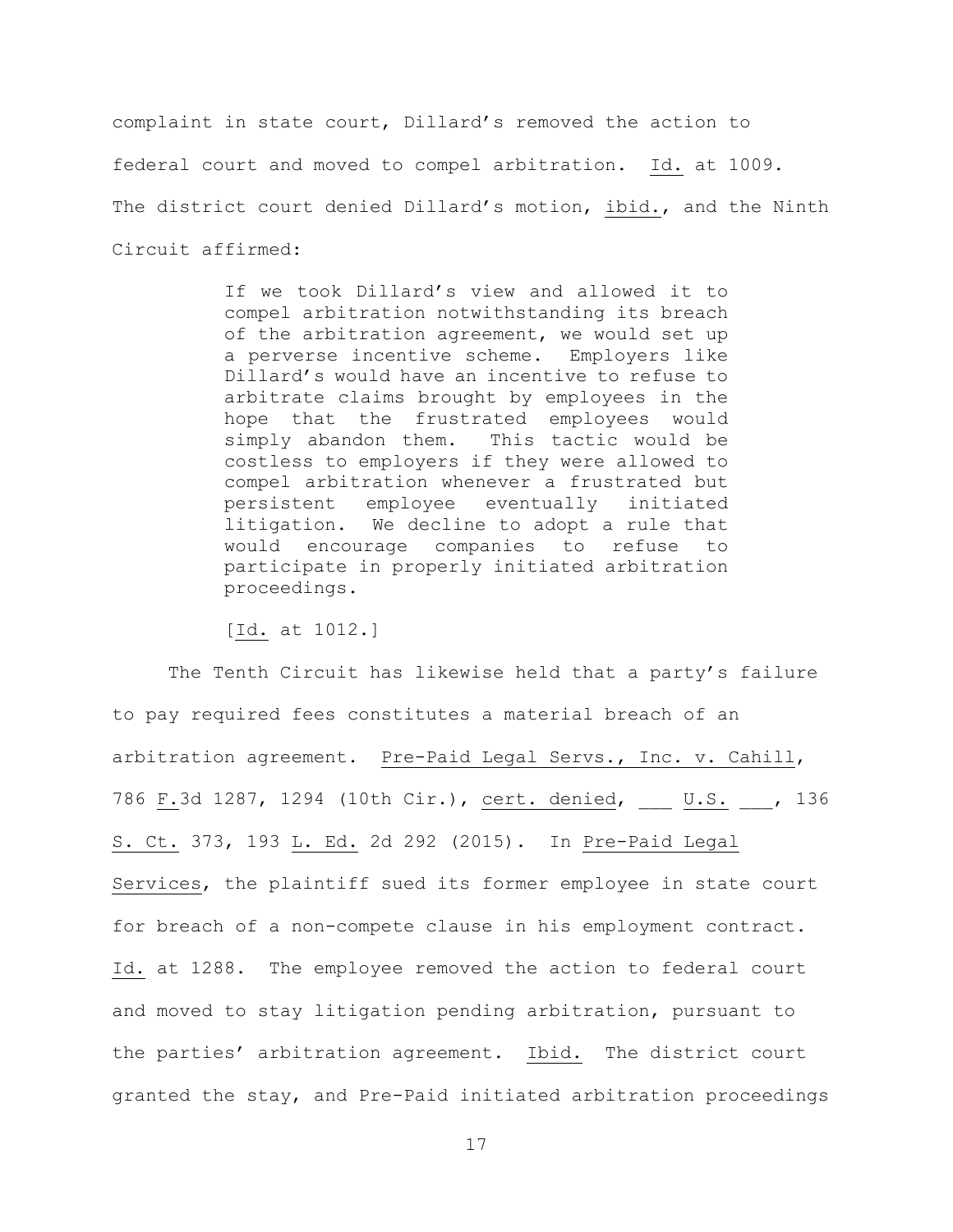complaint in state court, Dillard's removed the action to federal court and moved to compel arbitration. Id. at 1009. The district court denied Dillard's motion, ibid., and the Ninth Circuit affirmed:

> If we took Dillard's view and allowed it to compel arbitration notwithstanding its breach of the arbitration agreement, we would set up a perverse incentive scheme. Employers like Dillard's would have an incentive to refuse to arbitrate claims brought by employees in the hope that the frustrated employees would simply abandon them. This tactic would be costless to employers if they were allowed to compel arbitration whenever a frustrated but persistent employee eventually initiated litigation. We decline to adopt a rule that would encourage companies to refuse to participate in properly initiated arbitration proceedings.
>
> [Id. at 1012.]

The Tenth Circuit has likewise held that a party's failure to pay required fees constitutes a material breach of an arbitration agreement. Pre-Paid Legal Servs., Inc. v. Cahill, 786 F.3d 1287, 1294 (10th Cir.), cert. denied, ___ U.S. ___, 136 S. Ct. 373, 193 L. Ed. 2d 292 (2015). In Pre-Paid Legal Services, the plaintiff sued its former employee in state court for breach of a non-compete clause in his employment contract. Id. at 1288. The employee removed the action to federal court and moved to stay litigation pending arbitration, pursuant to the parties' arbitration agreement. Ibid. The district court granted the stay, and Pre-Paid initiated arbitration proceedings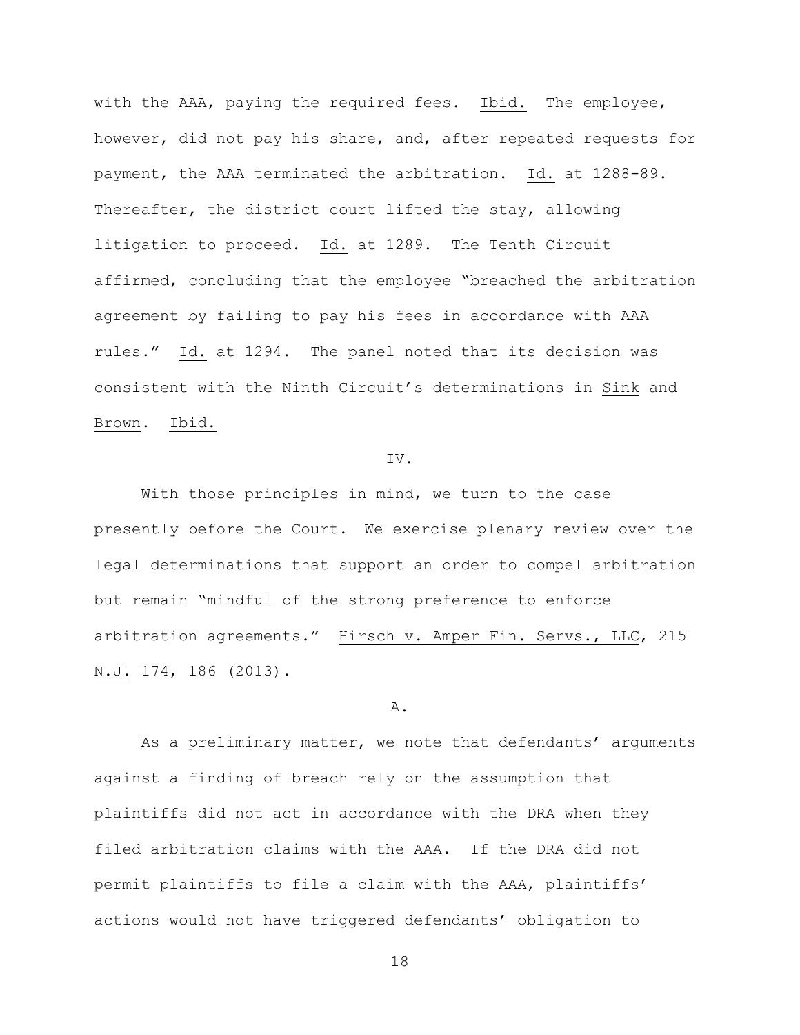with the AAA, paying the required fees. Ibid. The employee, however, did not pay his share, and, after repeated requests for payment, the AAA terminated the arbitration. Id. at 1288-89. Thereafter, the district court lifted the stay, allowing litigation to proceed. Id. at 1289. The Tenth Circuit affirmed, concluding that the employee "breached the arbitration agreement by failing to pay his fees in accordance with AAA rules." Id. at 1294. The panel noted that its decision was consistent with the Ninth Circuit's determinations in Sink and Brown. Ibid.

IV.

With those principles in mind, we turn to the case presently before the Court. We exercise plenary review over the legal determinations that support an order to compel arbitration but remain "mindful of the strong preference to enforce arbitration agreements." Hirsch v. Amper Fin. Servs., LLC, 215 N.J. 174, 186 (2013).

A.

As a preliminary matter, we note that defendants' arguments against a finding of breach rely on the assumption that plaintiffs did not act in accordance with the DRA when they filed arbitration claims with the AAA. If the DRA did not permit plaintiffs to file a claim with the AAA, plaintiffs' actions would not have triggered defendants' obligation to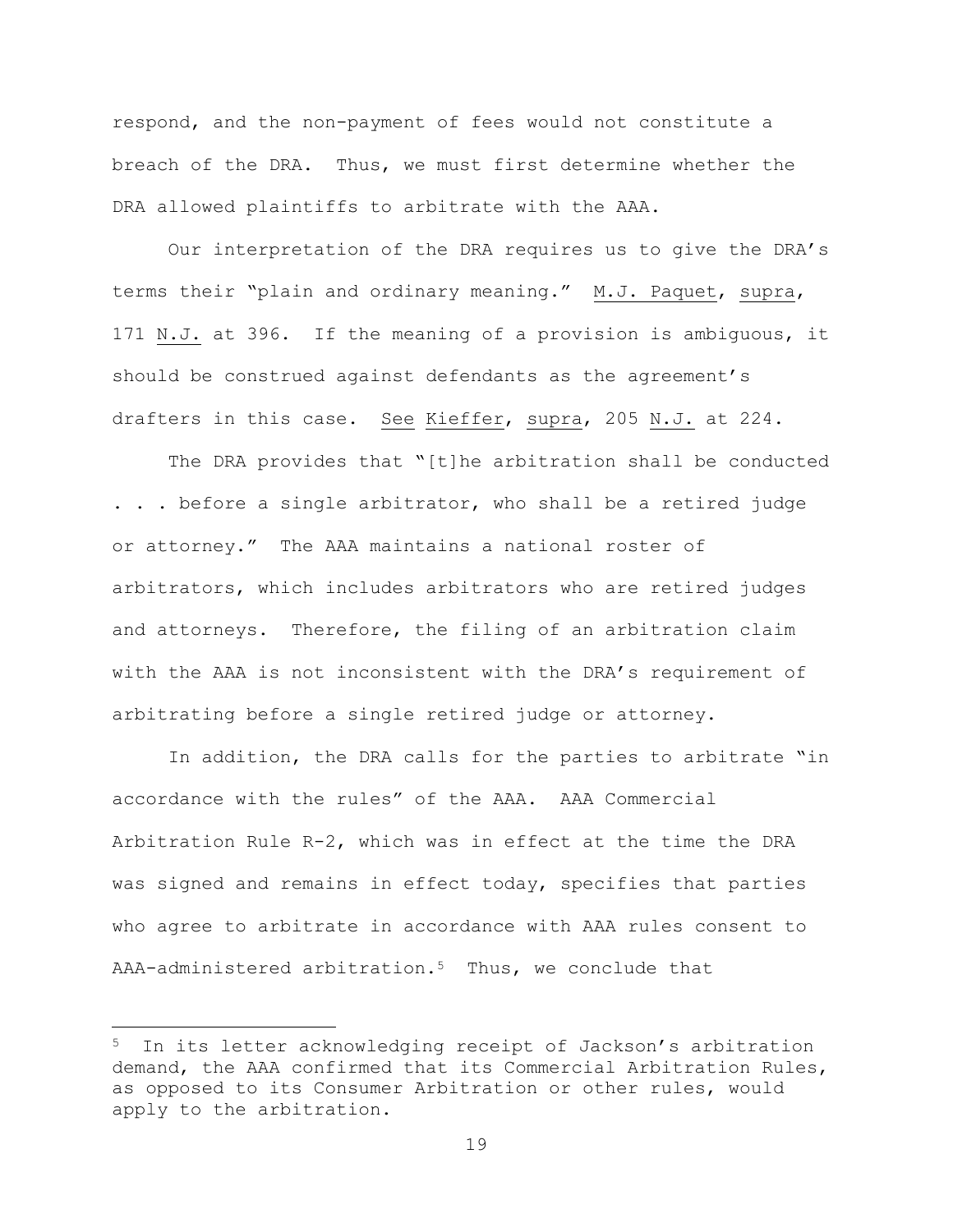respond, and the non-payment of fees would not constitute a breach of the DRA. Thus, we must first determine whether the DRA allowed plaintiffs to arbitrate with the AAA.

Our interpretation of the DRA requires us to give the DRA's terms their "plain and ordinary meaning." M.J. Paquet, supra, 171 N.J. at 396. If the meaning of a provision is ambiguous, it should be construed against defendants as the agreement's drafters in this case. See Kieffer, supra, 205 N.J. at 224.

The DRA provides that "[t]he arbitration shall be conducted . . . before a single arbitrator, who shall be a retired judge or attorney." The AAA maintains a national roster of arbitrators, which includes arbitrators who are retired judges and attorneys. Therefore, the filing of an arbitration claim with the AAA is not inconsistent with the DRA's requirement of arbitrating before a single retired judge or attorney.

In addition, the DRA calls for the parties to arbitrate "in accordance with the rules" of the AAA. AAA Commercial Arbitration Rule R-2, which was in effect at the time the DRA was signed and remains in effect today, specifies that parties who agree to arbitrate in accordance with AAA rules consent to AAA-administered arbitration.[5] Thus, we conclude that

---

[5] In its letter acknowledging receipt of Jackson's arbitration demand, the AAA confirmed that its Commercial Arbitration Rules, as opposed to its Consumer Arbitration or other rules, would apply to the arbitration.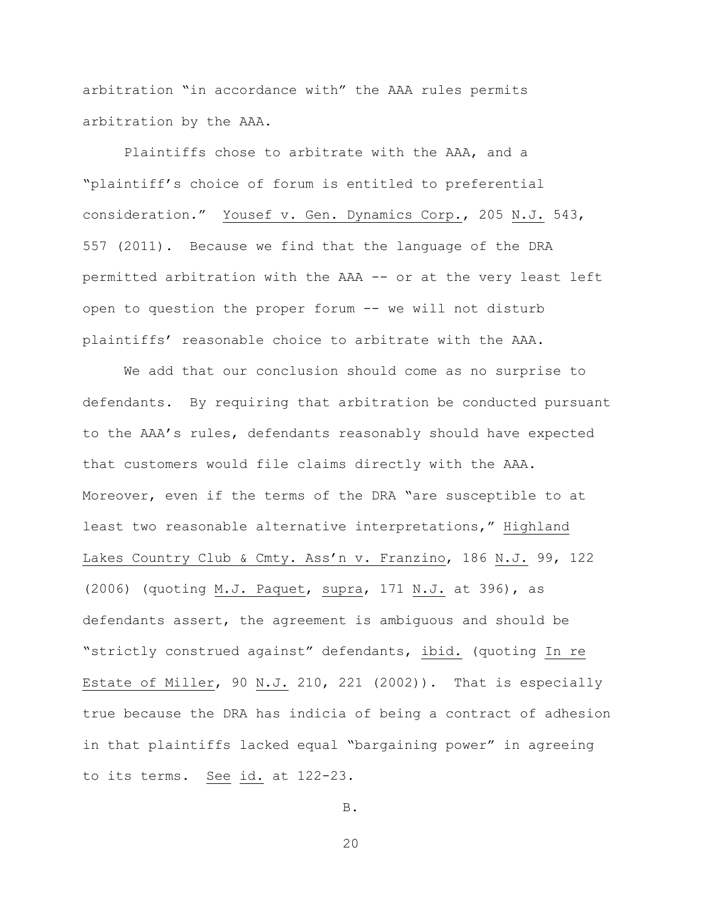arbitration "in accordance with" the AAA rules permits arbitration by the AAA.

Plaintiffs chose to arbitrate with the AAA, and a "plaintiff's choice of forum is entitled to preferential consideration." Yousef v. Gen. Dynamics Corp., 205 N.J. 543, 557 (2011). Because we find that the language of the DRA permitted arbitration with the AAA -- or at the very least left open to question the proper forum -- we will not disturb plaintiffs' reasonable choice to arbitrate with the AAA.

We add that our conclusion should come as no surprise to defendants. By requiring that arbitration be conducted pursuant to the AAA's rules, defendants reasonably should have expected that customers would file claims directly with the AAA. Moreover, even if the terms of the DRA "are susceptible to at least two reasonable alternative interpretations," Highland Lakes Country Club & Cmty. Ass'n v. Franzino, 186 N.J. 99, 122 (2006) (quoting M.J. Paquet, supra, 171 N.J. at 396), as defendants assert, the agreement is ambiguous and should be "strictly construed against" defendants, ibid. (quoting In re Estate of Miller, 90 N.J. 210, 221 (2002)). That is especially true because the DRA has indicia of being a contract of adhesion in that plaintiffs lacked equal "bargaining power" in agreeing to its terms. See id. at 122-23.

B.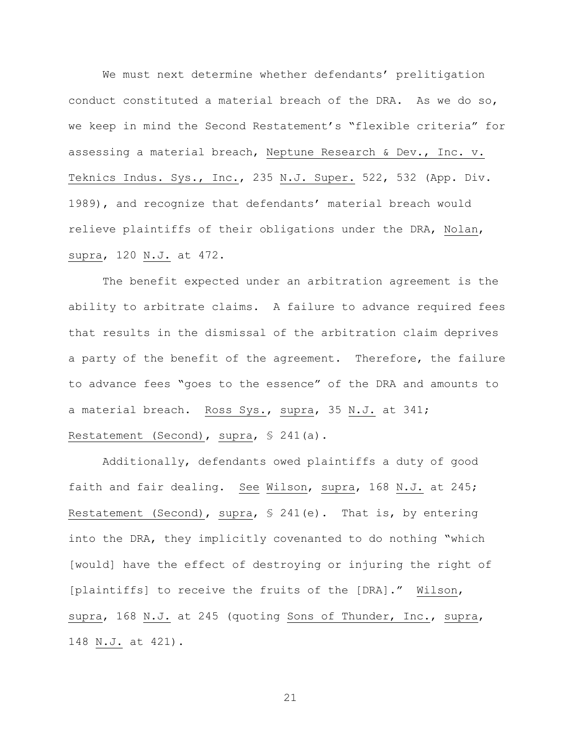We must next determine whether defendants' prelitigation conduct constituted a material breach of the DRA. As we do so, we keep in mind the Second Restatement's "flexible criteria" for assessing a material breach, Neptune Research & Dev., Inc. v. Teknics Indus. Sys., Inc., 235 N.J. Super. 522, 532 (App. Div. 1989), and recognize that defendants' material breach would relieve plaintiffs of their obligations under the DRA, Nolan, supra, 120 N.J. at 472.

The benefit expected under an arbitration agreement is the ability to arbitrate claims. A failure to advance required fees that results in the dismissal of the arbitration claim deprives a party of the benefit of the agreement. Therefore, the failure to advance fees "goes to the essence" of the DRA and amounts to a material breach. Ross Sys., supra, 35 N.J. at 341; Restatement (Second), supra, § 241(a).

Additionally, defendants owed plaintiffs a duty of good faith and fair dealing. See Wilson, supra, 168 N.J. at 245; Restatement (Second), supra, § 241(e). That is, by entering into the DRA, they implicitly covenanted to do nothing "which [would] have the effect of destroying or injuring the right of [plaintiffs] to receive the fruits of the [DRA]." Wilson, supra, 168 N.J. at 245 (quoting Sons of Thunder, Inc., supra, 148 N.J. at 421).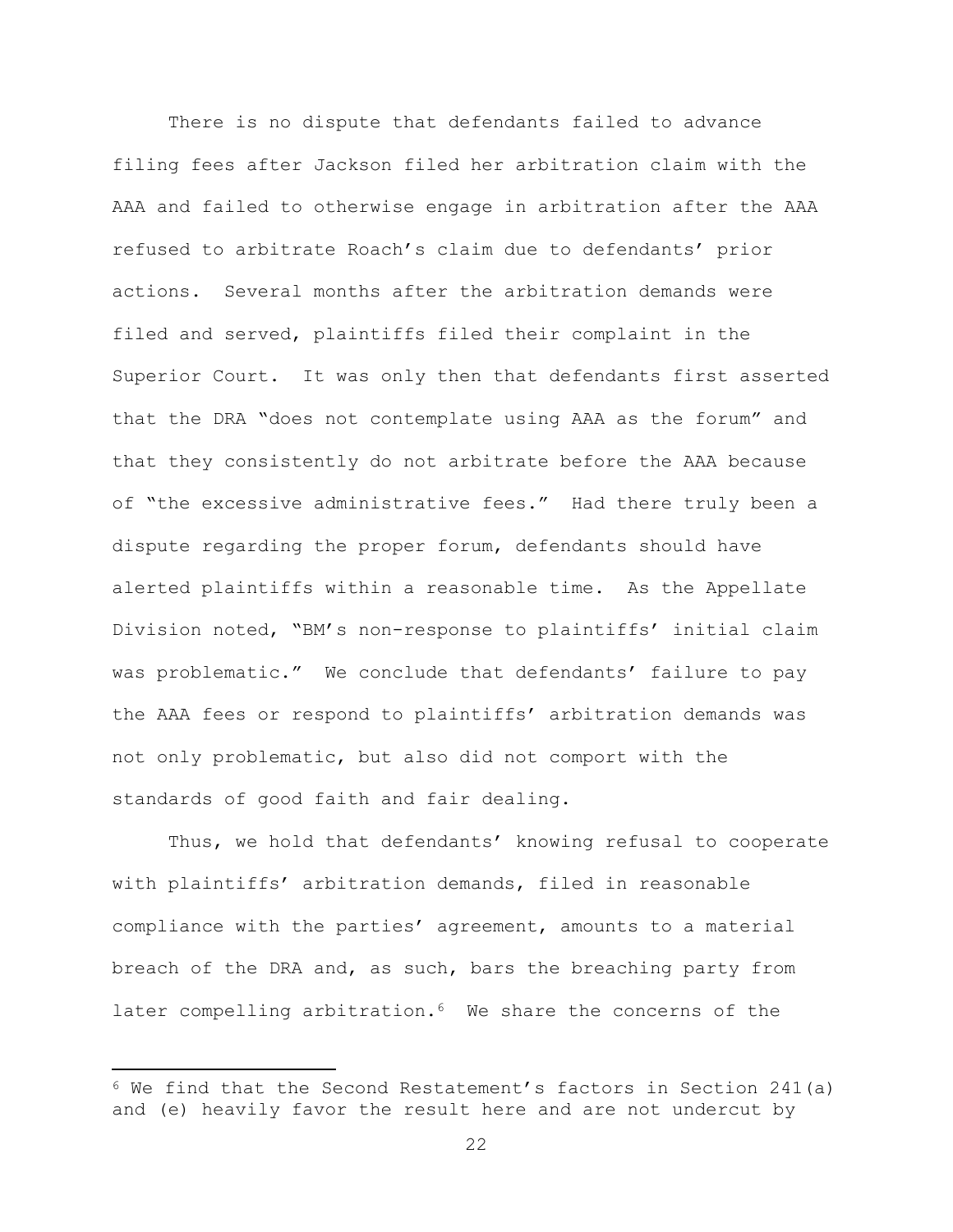There is no dispute that defendants failed to advance filing fees after Jackson filed her arbitration claim with the AAA and failed to otherwise engage in arbitration after the AAA refused to arbitrate Roach's claim due to defendants' prior actions. Several months after the arbitration demands were filed and served, plaintiffs filed their complaint in the Superior Court. It was only then that defendants first asserted that the DRA "does not contemplate using AAA as the forum" and that they consistently do not arbitrate before the AAA because of "the excessive administrative fees." Had there truly been a dispute regarding the proper forum, defendants should have alerted plaintiffs within a reasonable time. As the Appellate Division noted, "BM's non-response to plaintiffs' initial claim was problematic." We conclude that defendants' failure to pay the AAA fees or respond to plaintiffs' arbitration demands was not only problematic, but also did not comport with the standards of good faith and fair dealing.

Thus, we hold that defendants' knowing refusal to cooperate with plaintiffs' arbitration demands, filed in reasonable compliance with the parties' agreement, amounts to a material breach of the DRA and, as such, bars the breaching party from later compelling arbitration.[6] We share the concerns of the

---

[6] We find that the Second Restatement's factors in Section 241(a) and (e) heavily favor the result here and are not undercut by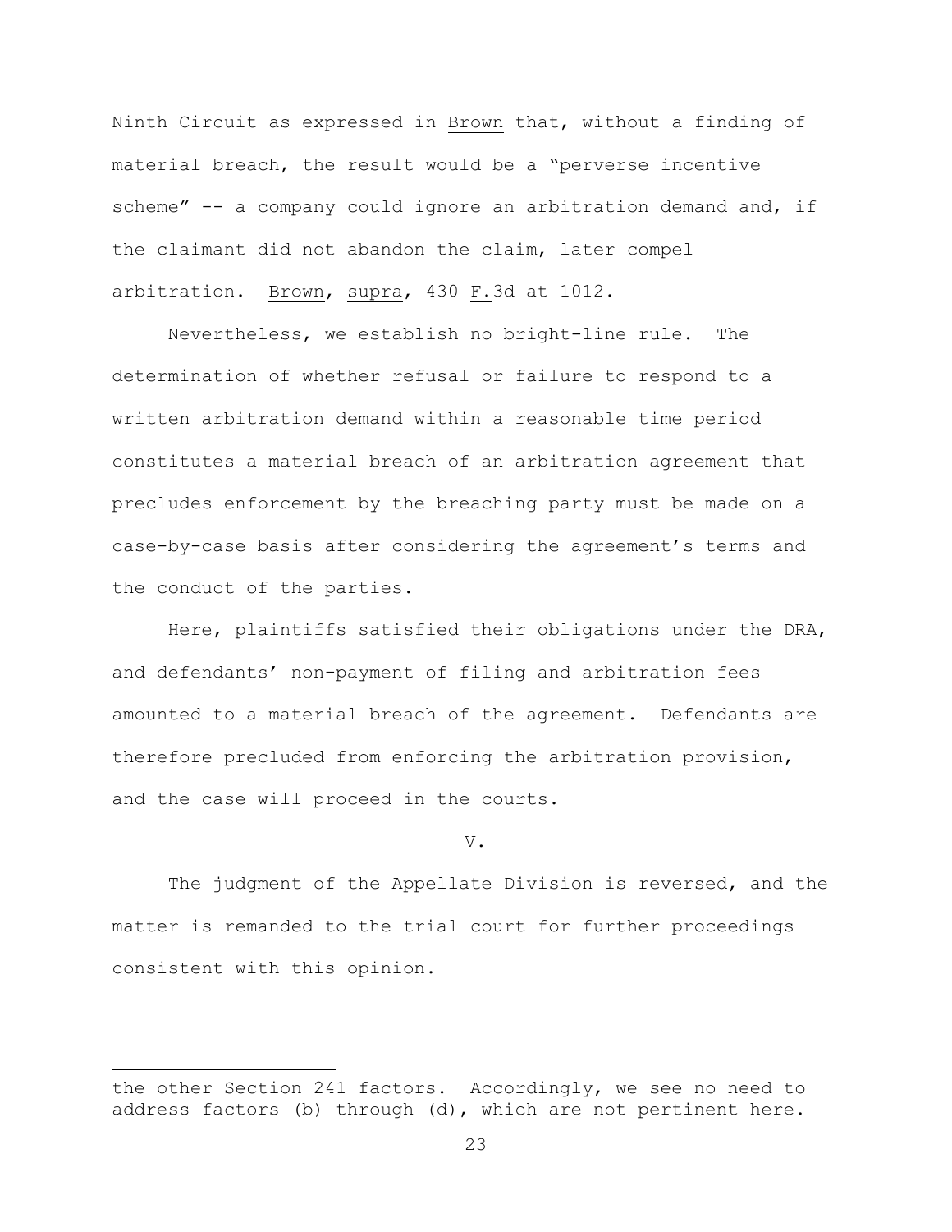Ninth Circuit as expressed in Brown that, without a finding of material breach, the result would be a "perverse incentive scheme" -- a company could ignore an arbitration demand and, if the claimant did not abandon the claim, later compel arbitration. Brown, supra, 430 F.3d at 1012.

Nevertheless, we establish no bright-line rule. The determination of whether refusal or failure to respond to a written arbitration demand within a reasonable time period constitutes a material breach of an arbitration agreement that precludes enforcement by the breaching party must be made on a case-by-case basis after considering the agreement's terms and the conduct of the parties.

Here, plaintiffs satisfied their obligations under the DRA, and defendants' non-payment of filing and arbitration fees amounted to a material breach of the agreement. Defendants are therefore precluded from enforcing the arbitration provision, and the case will proceed in the courts.

## V.

The judgment of the Appellate Division is reversed, and the matter is remanded to the trial court for further proceedings consistent with this opinion.

---

the other Section 241 factors. Accordingly, we see no need to address factors (b) through (d), which are not pertinent here.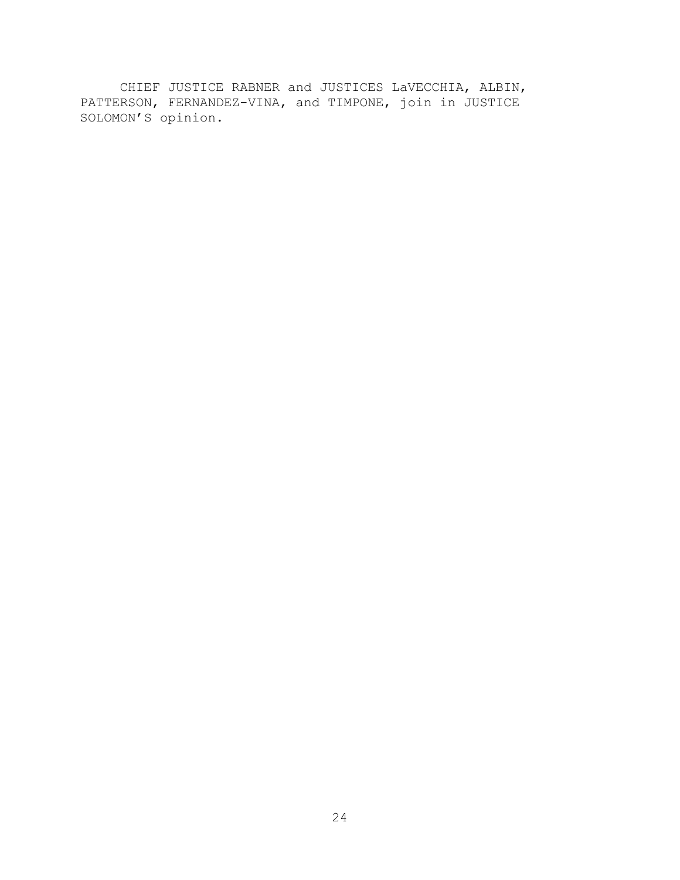CHIEF JUSTICE RABNER and JUSTICES LaVECCHIA, ALBIN, PATTERSON, FERNANDEZ-VINA, and TIMPONE, join in JUSTICE SOLOMON’S opinion.